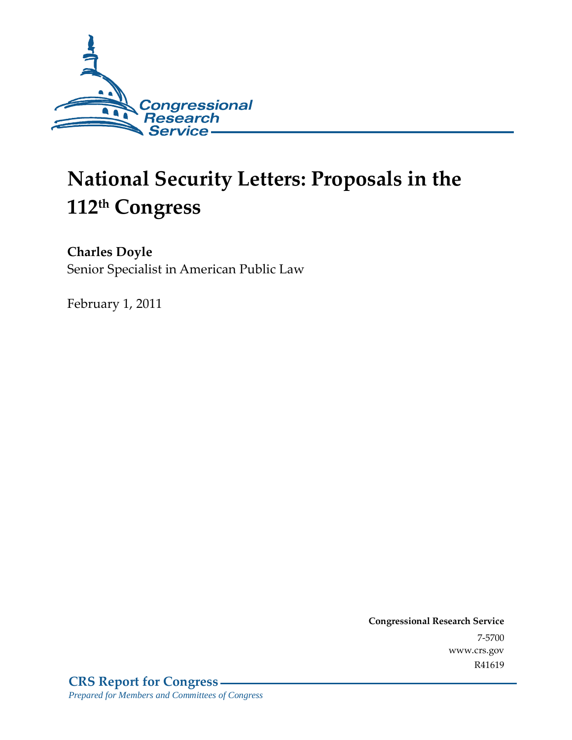Congressional Research Service

# National Security Letters: Proposals in the 112th Congress

**Charles Doyle**
Senior Specialist in American Public Law

February 1, 2011

**Congressional Research Service**
7-5700
www.crs.gov
R41619

**CRS Report for Congress**
*Prepared for Members and Committees of Congress*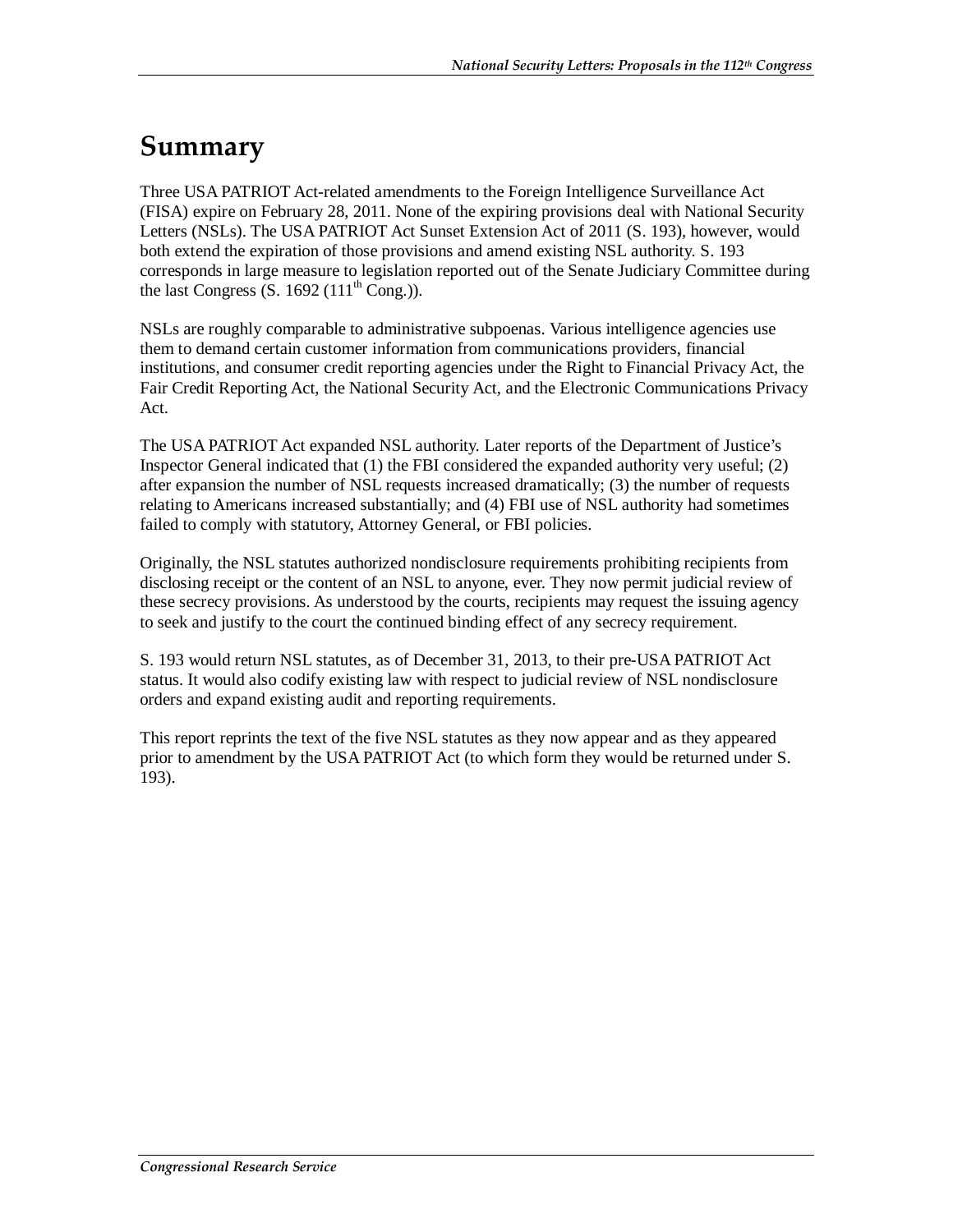# Summary

Three USA PATRIOT Act-related amendments to the Foreign Intelligence Surveillance Act (FISA) expire on February 28, 2011. None of the expiring provisions deal with National Security Letters (NSLs). The USA PATRIOT Act Sunset Extension Act of 2011 (S. 193), however, would both extend the expiration of those provisions and amend existing NSL authority. S. 193 corresponds in large measure to legislation reported out of the Senate Judiciary Committee during the last Congress (S. 1692 (111th Cong.)).

NSLs are roughly comparable to administrative subpoenas. Various intelligence agencies use them to demand certain customer information from communications providers, financial institutions, and consumer credit reporting agencies under the Right to Financial Privacy Act, the Fair Credit Reporting Act, the National Security Act, and the Electronic Communications Privacy Act.

The USA PATRIOT Act expanded NSL authority. Later reports of the Department of Justice's Inspector General indicated that (1) the FBI considered the expanded authority very useful; (2) after expansion the number of NSL requests increased dramatically; (3) the number of requests relating to Americans increased substantially; and (4) FBI use of NSL authority had sometimes failed to comply with statutory, Attorney General, or FBI policies.

Originally, the NSL statutes authorized nondisclosure requirements prohibiting recipients from disclosing receipt or the content of an NSL to anyone, ever. They now permit judicial review of these secrecy provisions. As understood by the courts, recipients may request the issuing agency to seek and justify to the court the continued binding effect of any secrecy requirement.

S. 193 would return NSL statutes, as of December 31, 2013, to their pre-USA PATRIOT Act status. It would also codify existing law with respect to judicial review of NSL nondisclosure orders and expand existing audit and reporting requirements.

This report reprints the text of the five NSL statutes as they now appear and as they appeared prior to amendment by the USA PATRIOT Act (to which form they would be returned under S. 193).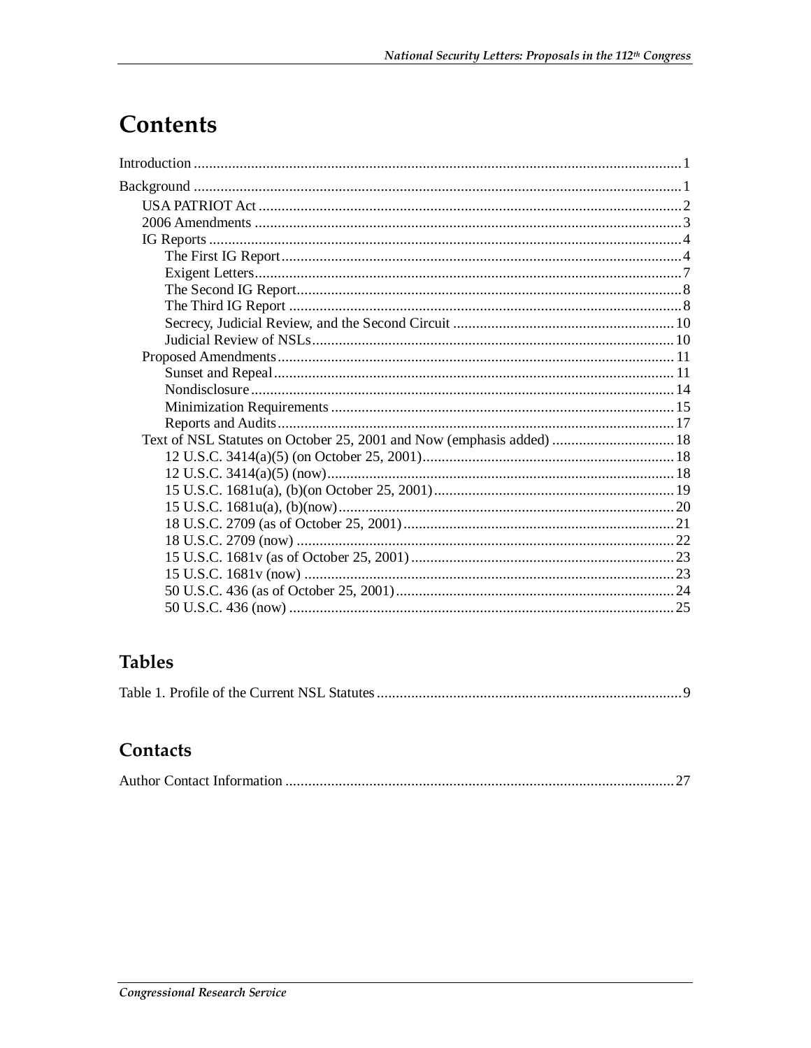# Contents

Introduction ... 1

Background ... 1

- USA PATRIOT Act ... 2
- 2006 Amendments ... 3
- IG Reports ... 4
  - The First IG Report ... 4
  - Exigent Letters ... 7
  - The Second IG Report ... 8
  - The Third IG Report ... 8
  - Secrecy, Judicial Review, and the Second Circuit ... 10
  - Judicial Review of NSLs ... 10
- Proposed Amendments ... 11
  - Sunset and Repeal ... 11
  - Nondisclosure ... 14
  - Minimization Requirements ... 15
  - Reports and Audits ... 17
- Text of NSL Statutes on October 25, 2001 and Now (emphasis added) ... 18
  - 12 U.S.C. 3414(a)(5) (on October 25, 2001) ... 18
  - 12 U.S.C. 3414(a)(5) (now) ... 18
  - 15 U.S.C. 1681u(a), (b)(on October 25, 2001) ... 19
  - 15 U.S.C. 1681u(a), (b)(now) ... 20
  - 18 U.S.C. 2709 (as of October 25, 2001) ... 21
  - 18 U.S.C. 2709 (now) ... 22
  - 15 U.S.C. 1681v (as of October 25, 2001) ... 23
  - 15 U.S.C. 1681v (now) ... 23
  - 50 U.S.C. 436 (as of October 25, 2001) ... 24
  - 50 U.S.C. 436 (now) ... 25

## Tables

Table 1. Profile of the Current NSL Statutes ... 9

## Contacts

Author Contact Information ... 27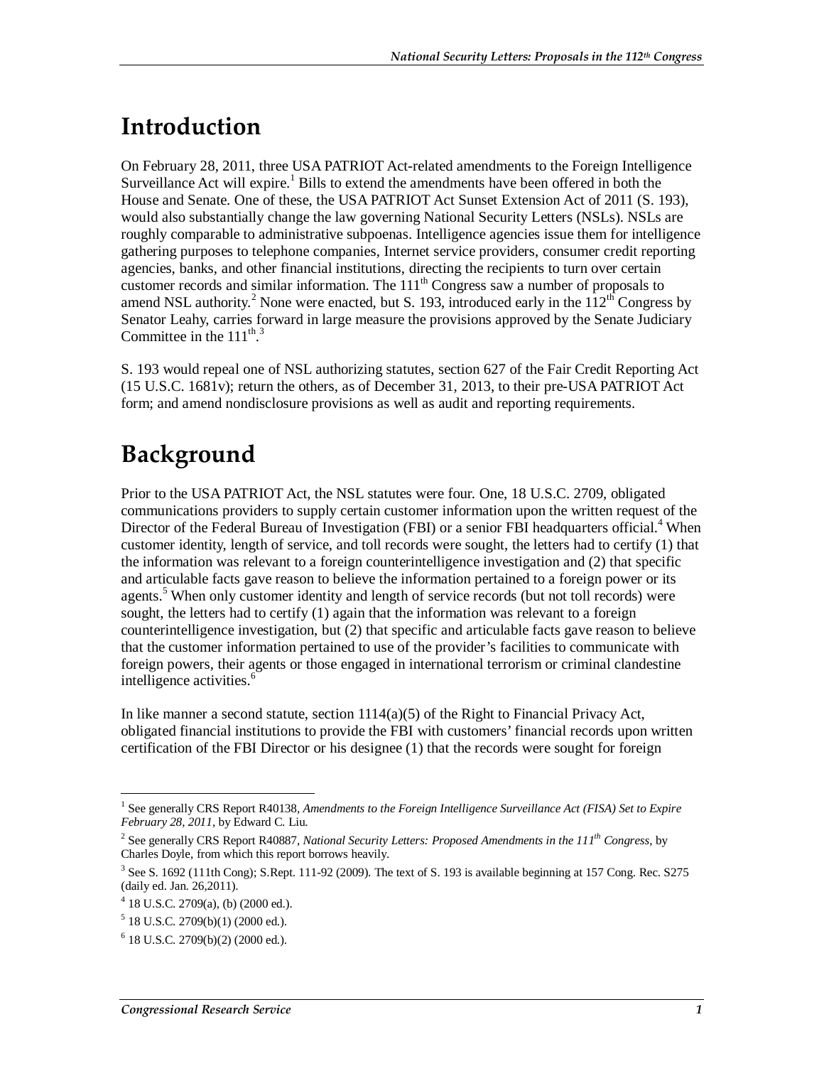# Introduction

On February 28, 2011, three USA PATRIOT Act-related amendments to the Foreign Intelligence Surveillance Act will expire.[1] Bills to extend the amendments have been offered in both the House and Senate. One of these, the USA PATRIOT Act Sunset Extension Act of 2011 (S. 193), would also substantially change the law governing National Security Letters (NSLs). NSLs are roughly comparable to administrative subpoenas. Intelligence agencies issue them for intelligence gathering purposes to telephone companies, Internet service providers, consumer credit reporting agencies, banks, and other financial institutions, directing the recipients to turn over certain customer records and similar information. The 111th Congress saw a number of proposals to amend NSL authority.[2] None were enacted, but S. 193, introduced early in the 112th Congress by Senator Leahy, carries forward in large measure the provisions approved by the Senate Judiciary Committee in the 111th.[3]

S. 193 would repeal one of NSL authorizing statutes, section 627 of the Fair Credit Reporting Act (15 U.S.C. 1681v); return the others, as of December 31, 2013, to their pre-USA PATRIOT Act form; and amend nondisclosure provisions as well as audit and reporting requirements.

# Background

Prior to the USA PATRIOT Act, the NSL statutes were four. One, 18 U.S.C. 2709, obligated communications providers to supply certain customer information upon the written request of the Director of the Federal Bureau of Investigation (FBI) or a senior FBI headquarters official.[4] When customer identity, length of service, and toll records were sought, the letters had to certify (1) that the information was relevant to a foreign counterintelligence investigation and (2) that specific and articulable facts gave reason to believe the information pertained to a foreign power or its agents.[5] When only customer identity and length of service records (but not toll records) were sought, the letters had to certify (1) again that the information was relevant to a foreign counterintelligence investigation, but (2) that specific and articulable facts gave reason to believe that the customer information pertained to use of the provider's facilities to communicate with foreign powers, their agents or those engaged in international terrorism or criminal clandestine intelligence activities.[6]

In like manner a second statute, section 1114(a)(5) of the Right to Financial Privacy Act, obligated financial institutions to provide the FBI with customers' financial records upon written certification of the FBI Director or his designee (1) that the records were sought for foreign

---

[1] See generally CRS Report R40138, *Amendments to the Foreign Intelligence Surveillance Act (FISA) Set to Expire February 28, 2011*, by Edward C. Liu.

[2] See generally CRS Report R40887, *National Security Letters: Proposed Amendments in the 111th Congress*, by Charles Doyle, from which this report borrows heavily.

[3] See S. 1692 (111th Cong); S.Rept. 111-92 (2009). The text of S. 193 is available beginning at 157 Cong. Rec. S275 (daily ed. Jan. 26,2011).

[4] 18 U.S.C. 2709(a), (b) (2000 ed.).

[5] 18 U.S.C. 2709(b)(1) (2000 ed.).

[6] 18 U.S.C. 2709(b)(2) (2000 ed.).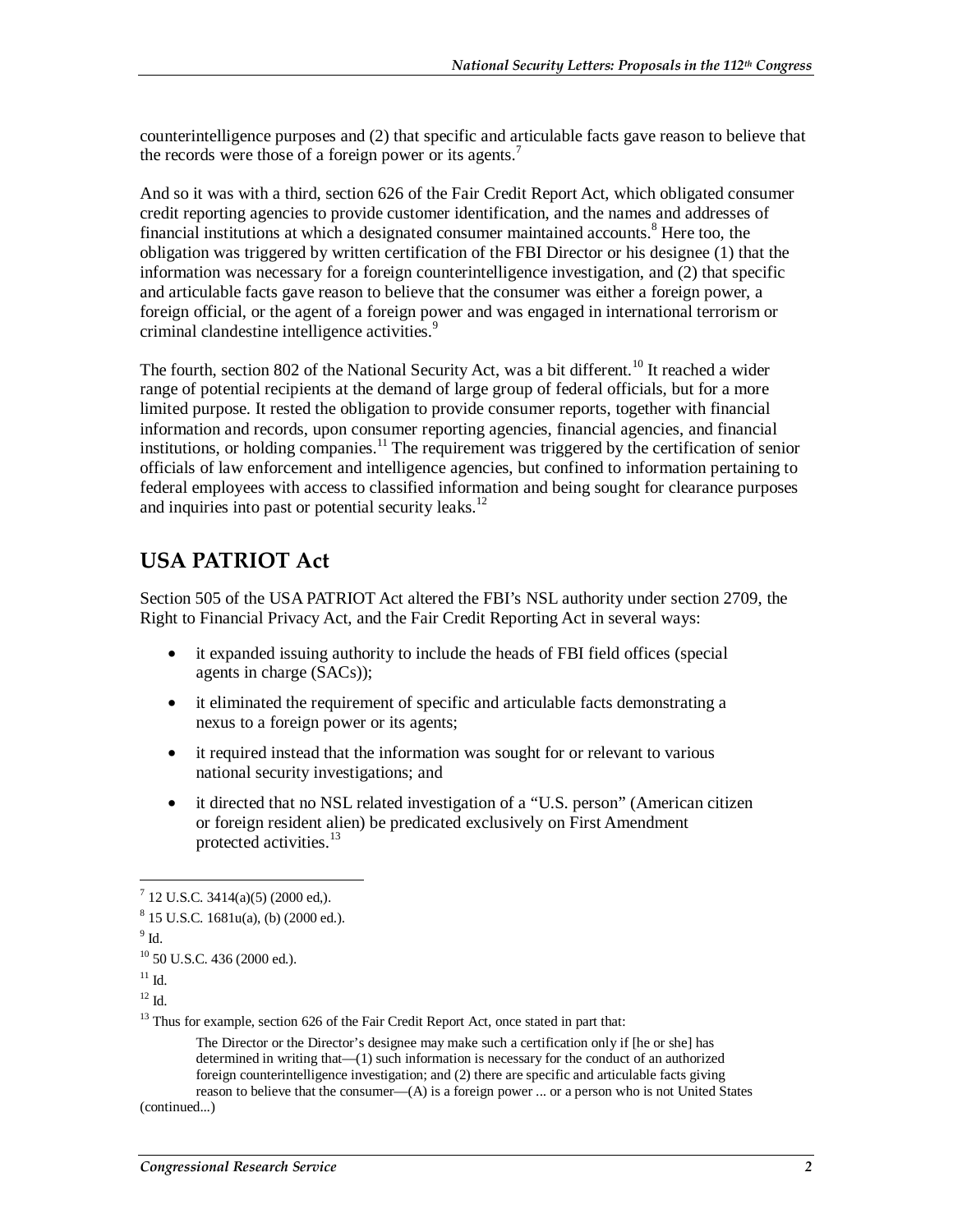counterintelligence purposes and (2) that specific and articulable facts gave reason to believe that the records were those of a foreign power or its agents.[7]

And so it was with a third, section 626 of the Fair Credit Report Act, which obligated consumer credit reporting agencies to provide customer identification, and the names and addresses of financial institutions at which a designated consumer maintained accounts.[8] Here too, the obligation was triggered by written certification of the FBI Director or his designee (1) that the information was necessary for a foreign counterintelligence investigation, and (2) that specific and articulable facts gave reason to believe that the consumer was either a foreign power, a foreign official, or the agent of a foreign power and was engaged in international terrorism or criminal clandestine intelligence activities.[9]

The fourth, section 802 of the National Security Act, was a bit different.[10] It reached a wider range of potential recipients at the demand of large group of federal officials, but for a more limited purpose. It rested the obligation to provide consumer reports, together with financial information and records, upon consumer reporting agencies, financial agencies, and financial institutions, or holding companies.[11] The requirement was triggered by the certification of senior officials of law enforcement and intelligence agencies, but confined to information pertaining to federal employees with access to classified information and being sought for clearance purposes and inquiries into past or potential security leaks.[12]

## USA PATRIOT Act

Section 505 of the USA PATRIOT Act altered the FBI's NSL authority under section 2709, the Right to Financial Privacy Act, and the Fair Credit Reporting Act in several ways:

- it expanded issuing authority to include the heads of FBI field offices (special agents in charge (SACs));
- it eliminated the requirement of specific and articulable facts demonstrating a nexus to a foreign power or its agents;
- it required instead that the information was sought for or relevant to various national security investigations; and
- it directed that no NSL related investigation of a "U.S. person" (American citizen or foreign resident alien) be predicated exclusively on First Amendment protected activities.[13]

---

[7] 12 U.S.C. 3414(a)(5) (2000 ed,).

[8] 15 U.S.C. 1681u(a), (b) (2000 ed.).

[9] Id.

[10] 50 U.S.C. 436 (2000 ed.).

[11] Id.

[12] Id.

[13] Thus for example, section 626 of the Fair Credit Report Act, once stated in part that:

> The Director or the Director's designee may make such a certification only if [he or she] has determined in writing that—(1) such information is necessary for the conduct of an authorized foreign counterintelligence investigation; and (2) there are specific and articulable facts giving reason to believe that the consumer—(A) is a foreign power ... or a person who is not United States

(continued...)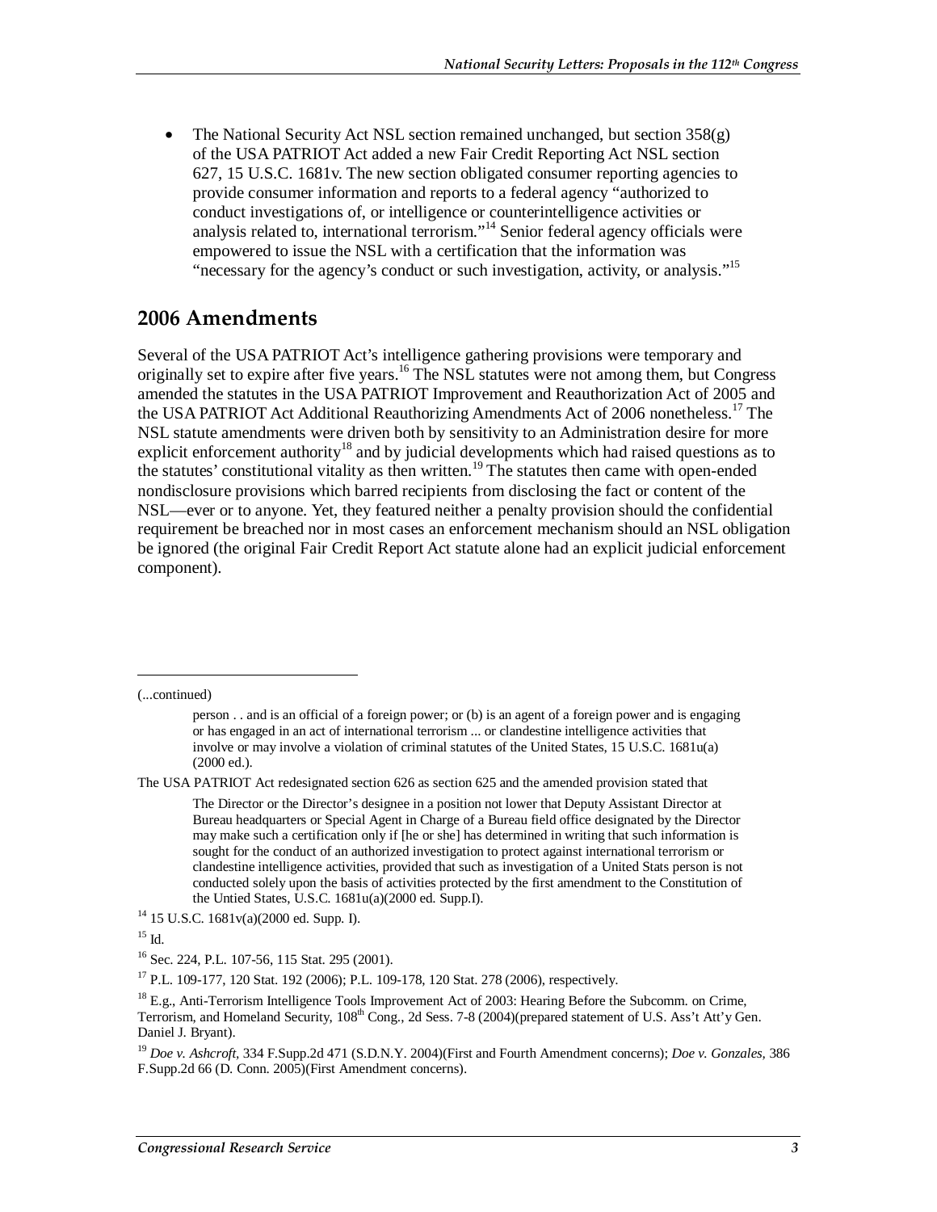- The National Security Act NSL section remained unchanged, but section 358(g) of the USA PATRIOT Act added a new Fair Credit Reporting Act NSL section 627, 15 U.S.C. 1681v. The new section obligated consumer reporting agencies to provide consumer information and reports to a federal agency "authorized to conduct investigations of, or intelligence or counterintelligence activities or analysis related to, international terrorism."[14] Senior federal agency officials were empowered to issue the NSL with a certification that the information was "necessary for the agency's conduct or such investigation, activity, or analysis."[15]

## 2006 Amendments

Several of the USA PATRIOT Act's intelligence gathering provisions were temporary and originally set to expire after five years.[16] The NSL statutes were not among them, but Congress amended the statutes in the USA PATRIOT Improvement and Reauthorization Act of 2005 and the USA PATRIOT Act Additional Reauthorizing Amendments Act of 2006 nonetheless.[17] The NSL statute amendments were driven both by sensitivity to an Administration desire for more explicit enforcement authority[18] and by judicial developments which had raised questions as to the statutes' constitutional vitality as then written.[19] The statutes then came with open-ended nondisclosure provisions which barred recipients from disclosing the fact or content of the NSL—ever or to anyone. Yet, they featured neither a penalty provision should the confidential requirement be breached nor in most cases an enforcement mechanism should an NSL obligation be ignored (the original Fair Credit Report Act statute alone had an explicit judicial enforcement component).

---

(...continued)

> person . . and is an official of a foreign power; or (b) is an agent of a foreign power and is engaging or has engaged in an act of international terrorism ... or clandestine intelligence activities that involve or may involve a violation of criminal statutes of the United States, 15 U.S.C. 1681u(a) (2000 ed.).

The USA PATRIOT Act redesignated section 626 as section 625 and the amended provision stated that

> The Director or the Director's designee in a position not lower that Deputy Assistant Director at Bureau headquarters or Special Agent in Charge of a Bureau field office designated by the Director may make such a certification only if [he or she] has determined in writing that such information is sought for the conduct of an authorized investigation to protect against international terrorism or clandestine intelligence activities, provided that such as investigation of a United Stats person is not conducted solely upon the basis of activities protected by the first amendment to the Constitution of the Untied States, U.S.C. 1681u(a)(2000 ed. Supp.I).

[14] 15 U.S.C. 1681v(a)(2000 ed. Supp. I).

[15] Id.

[16] Sec. 224, P.L. 107-56, 115 Stat. 295 (2001).

[17] P.L. 109-177, 120 Stat. 192 (2006); P.L. 109-178, 120 Stat. 278 (2006), respectively.

[18] E.g., Anti-Terrorism Intelligence Tools Improvement Act of 2003: Hearing Before the Subcomm. on Crime, Terrorism, and Homeland Security, 108th Cong., 2d Sess. 7-8 (2004)(prepared statement of U.S. Ass't Att'y Gen. Daniel J. Bryant).

[19] *Doe v. Ashcroft,* 334 F.Supp.2d 471 (S.D.N.Y. 2004)(First and Fourth Amendment concerns); *Doe v. Gonzales,* 386 F.Supp.2d 66 (D. Conn. 2005)(First Amendment concerns).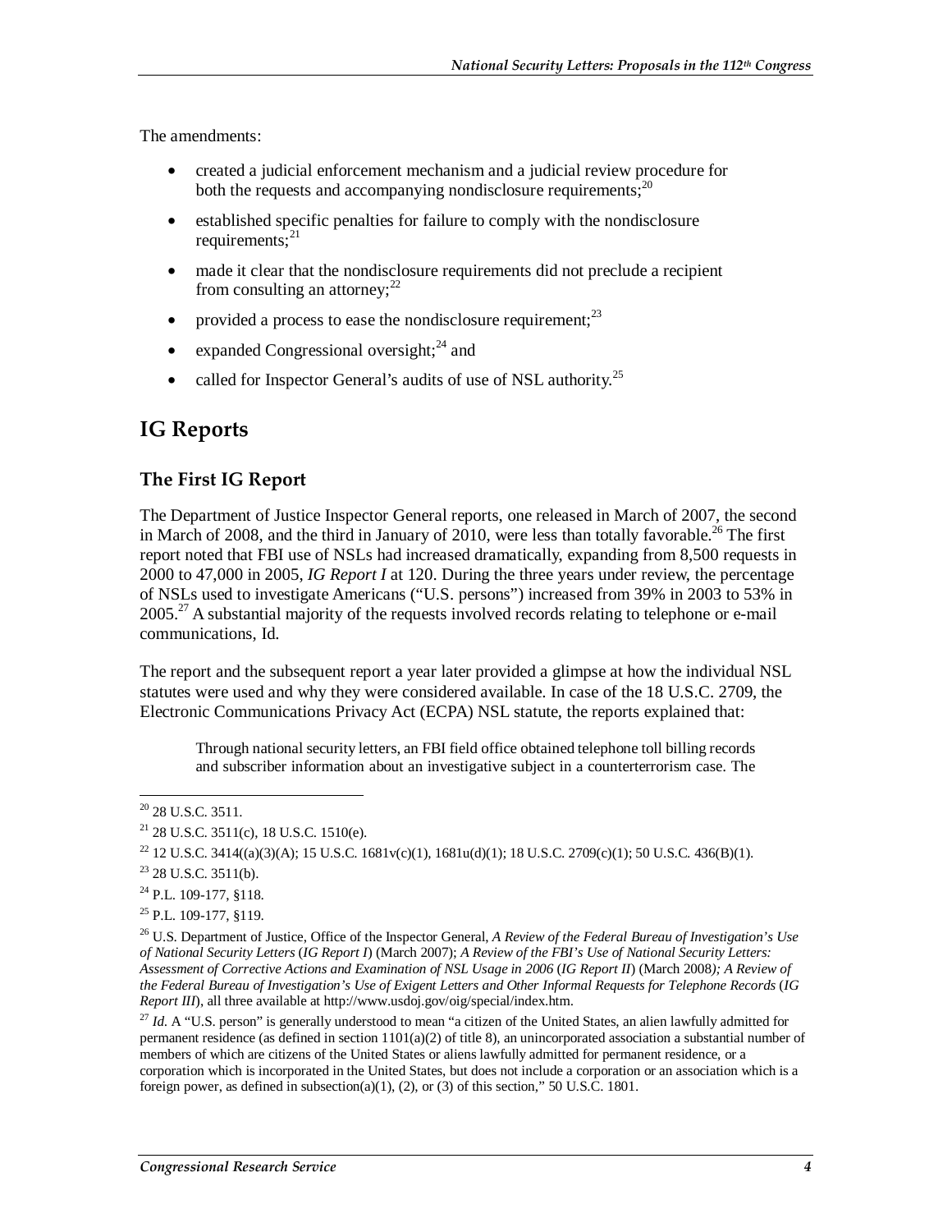The amendments:

- created a judicial enforcement mechanism and a judicial review procedure for both the requests and accompanying nondisclosure requirements;[20]
- established specific penalties for failure to comply with the nondisclosure requirements;[21]
- made it clear that the nondisclosure requirements did not preclude a recipient from consulting an attorney;[22]
- provided a process to ease the nondisclosure requirement;[23]
- expanded Congressional oversight;[24] and
- called for Inspector General's audits of use of NSL authority.[25]

## IG Reports

### The First IG Report

The Department of Justice Inspector General reports, one released in March of 2007, the second in March of 2008, and the third in January of 2010, were less than totally favorable.[26] The first report noted that FBI use of NSLs had increased dramatically, expanding from 8,500 requests in 2000 to 47,000 in 2005, *IG Report I* at 120. During the three years under review, the percentage of NSLs used to investigate Americans ("U.S. persons") increased from 39% in 2003 to 53% in 2005.[27] A substantial majority of the requests involved records relating to telephone or e-mail communications, Id.

The report and the subsequent report a year later provided a glimpse at how the individual NSL statutes were used and why they were considered available. In case of the 18 U.S.C. 2709, the Electronic Communications Privacy Act (ECPA) NSL statute, the reports explained that:

> Through national security letters, an FBI field office obtained telephone toll billing records and subscriber information about an investigative subject in a counterterrorism case. The

---

[20] 28 U.S.C. 3511.

[21] 28 U.S.C. 3511(c), 18 U.S.C. 1510(e).

[22] 12 U.S.C. 3414((a)(3)(A); 15 U.S.C. 1681v(c)(1), 1681u(d)(1); 18 U.S.C. 2709(c)(1); 50 U.S.C. 436(B)(1).

[23] 28 U.S.C. 3511(b).

[24] P.L. 109-177, §118.

[25] P.L. 109-177, §119.

[26] U.S. Department of Justice, Office of the Inspector General, *A Review of the Federal Bureau of Investigation's Use of National Security Letters* (*IG Report I*) (March 2007); *A Review of the FBI's Use of National Security Letters: Assessment of Corrective Actions and Examination of NSL Usage in 2006* (*IG Report II*) (March 2008*); A Review of the Federal Bureau of Investigation's Use of Exigent Letters and Other Informal Requests for Telephone Records* (*IG Report III*), all three available at http://www.usdoj.gov/oig/special/index.htm.

[27] *Id.* A "U.S. person" is generally understood to mean "a citizen of the United States, an alien lawfully admitted for permanent residence (as defined in section 1101(a)(2) of title 8), an unincorporated association a substantial number of members of which are citizens of the United States or aliens lawfully admitted for permanent residence, or a corporation which is incorporated in the United States, but does not include a corporation or an association which is a foreign power, as defined in subsection(a)(1), (2), or (3) of this section," 50 U.S.C. 1801.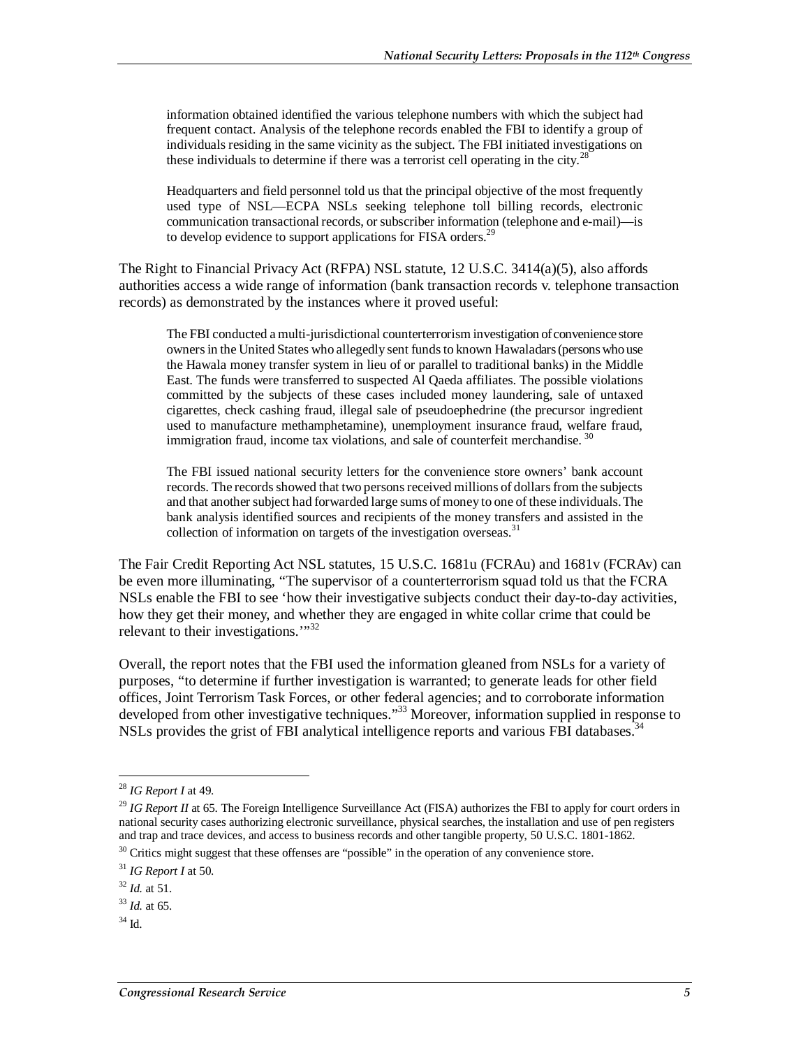> information obtained identified the various telephone numbers with which the subject had frequent contact. Analysis of the telephone records enabled the FBI to identify a group of individuals residing in the same vicinity as the subject. The FBI initiated investigations on these individuals to determine if there was a terrorist cell operating in the city.[28]
>
> Headquarters and field personnel told us that the principal objective of the most frequently used type of NSL—ECPA NSLs seeking telephone toll billing records, electronic communication transactional records, or subscriber information (telephone and e-mail)—is to develop evidence to support applications for FISA orders.[29]

The Right to Financial Privacy Act (RFPA) NSL statute, 12 U.S.C. 3414(a)(5), also affords authorities access a wide range of information (bank transaction records v. telephone transaction records) as demonstrated by the instances where it proved useful:

> The FBI conducted a multi-jurisdictional counterterrorism investigation of convenience store owners in the United States who allegedly sent funds to known Hawaladars (persons who use the Hawala money transfer system in lieu of or parallel to traditional banks) in the Middle East. The funds were transferred to suspected Al Qaeda affiliates. The possible violations committed by the subjects of these cases included money laundering, sale of untaxed cigarettes, check cashing fraud, illegal sale of pseudoephedrine (the precursor ingredient used to manufacture methamphetamine), unemployment insurance fraud, welfare fraud, immigration fraud, income tax violations, and sale of counterfeit merchandise.[30]
>
> The FBI issued national security letters for the convenience store owners' bank account records. The records showed that two persons received millions of dollars from the subjects and that another subject had forwarded large sums of money to one of these individuals. The bank analysis identified sources and recipients of the money transfers and assisted in the collection of information on targets of the investigation overseas.[31]

The Fair Credit Reporting Act NSL statutes, 15 U.S.C. 1681u (FCRAu) and 1681v (FCRAv) can be even more illuminating, "The supervisor of a counterterrorism squad told us that the FCRA NSLs enable the FBI to see 'how their investigative subjects conduct their day-to-day activities, how they get their money, and whether they are engaged in white collar crime that could be relevant to their investigations.'"[32]

Overall, the report notes that the FBI used the information gleaned from NSLs for a variety of purposes, "to determine if further investigation is warranted; to generate leads for other field offices, Joint Terrorism Task Forces, or other federal agencies; and to corroborate information developed from other investigative techniques."[33] Moreover, information supplied in response to NSLs provides the grist of FBI analytical intelligence reports and various FBI databases.[34]

---

[28] *IG Report I* at 49.

[29] *IG Report II* at 65. The Foreign Intelligence Surveillance Act (FISA) authorizes the FBI to apply for court orders in national security cases authorizing electronic surveillance, physical searches, the installation and use of pen registers and trap and trace devices, and access to business records and other tangible property, 50 U.S.C. 1801-1862.

[30] Critics might suggest that these offenses are "possible" in the operation of any convenience store.

[31] *IG Report I* at 50.

[32] *Id.* at 51.

[33] *Id.* at 65.

[34] Id.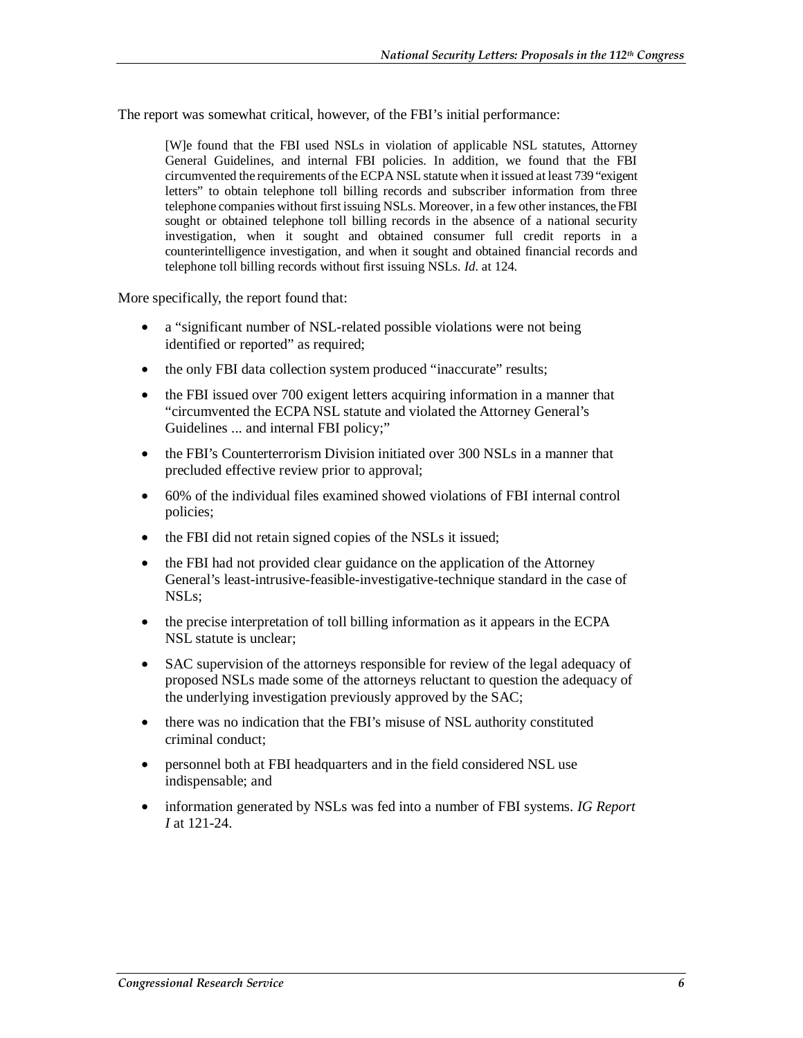The report was somewhat critical, however, of the FBI's initial performance:

> [W]e found that the FBI used NSLs in violation of applicable NSL statutes, Attorney General Guidelines, and internal FBI policies. In addition, we found that the FBI circumvented the requirements of the ECPA NSL statute when it issued at least 739 "exigent letters" to obtain telephone toll billing records and subscriber information from three telephone companies without first issuing NSLs. Moreover, in a few other instances, the FBI sought or obtained telephone toll billing records in the absence of a national security investigation, when it sought and obtained consumer full credit reports in a counterintelligence investigation, and when it sought and obtained financial records and telephone toll billing records without first issuing NSLs. *Id.* at 124.

More specifically, the report found that:

- a "significant number of NSL-related possible violations were not being identified or reported" as required;
- the only FBI data collection system produced "inaccurate" results;
- the FBI issued over 700 exigent letters acquiring information in a manner that "circumvented the ECPA NSL statute and violated the Attorney General's Guidelines ... and internal FBI policy;"
- the FBI's Counterterrorism Division initiated over 300 NSLs in a manner that precluded effective review prior to approval;
- 60% of the individual files examined showed violations of FBI internal control policies;
- the FBI did not retain signed copies of the NSLs it issued;
- the FBI had not provided clear guidance on the application of the Attorney General's least-intrusive-feasible-investigative-technique standard in the case of NSLs;
- the precise interpretation of toll billing information as it appears in the ECPA NSL statute is unclear;
- SAC supervision of the attorneys responsible for review of the legal adequacy of proposed NSLs made some of the attorneys reluctant to question the adequacy of the underlying investigation previously approved by the SAC;
- there was no indication that the FBI's misuse of NSL authority constituted criminal conduct;
- personnel both at FBI headquarters and in the field considered NSL use indispensable; and
- information generated by NSLs was fed into a number of FBI systems. *IG Report I* at 121-24.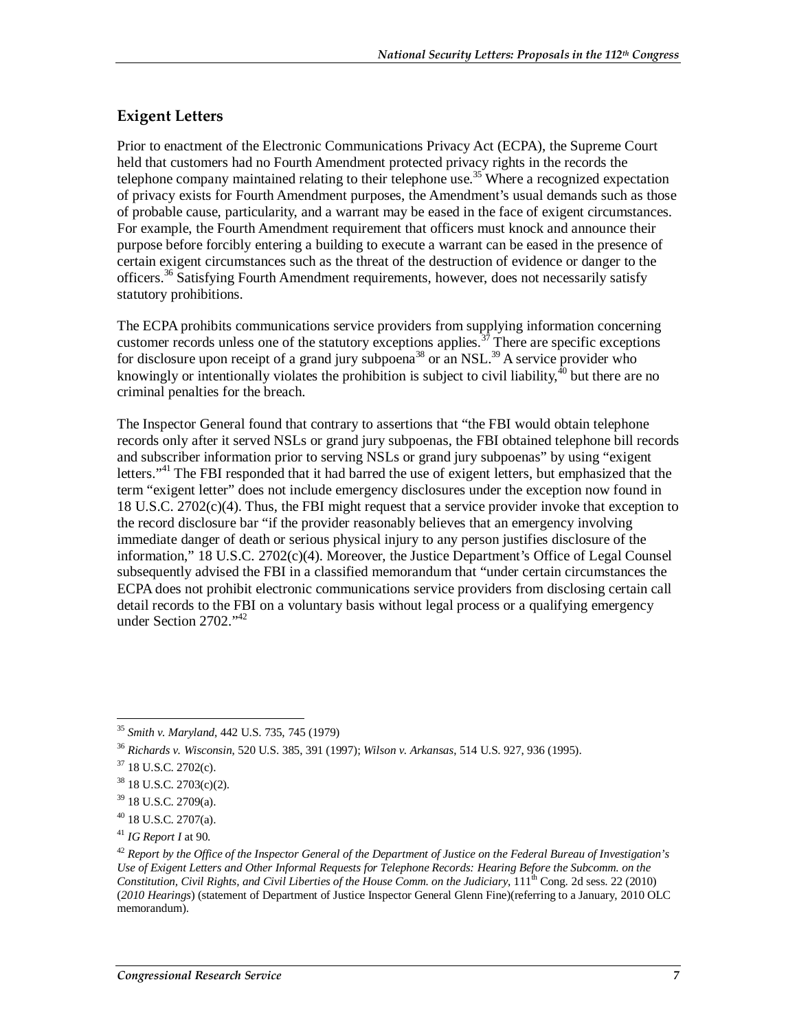## Exigent Letters

Prior to enactment of the Electronic Communications Privacy Act (ECPA), the Supreme Court held that customers had no Fourth Amendment protected privacy rights in the records the telephone company maintained relating to their telephone use.[35] Where a recognized expectation of privacy exists for Fourth Amendment purposes, the Amendment's usual demands such as those of probable cause, particularity, and a warrant may be eased in the face of exigent circumstances. For example, the Fourth Amendment requirement that officers must knock and announce their purpose before forcibly entering a building to execute a warrant can be eased in the presence of certain exigent circumstances such as the threat of the destruction of evidence or danger to the officers.[36] Satisfying Fourth Amendment requirements, however, does not necessarily satisfy statutory prohibitions.

The ECPA prohibits communications service providers from supplying information concerning customer records unless one of the statutory exceptions applies.[37] There are specific exceptions for disclosure upon receipt of a grand jury subpoena[38] or an NSL.[39] A service provider who knowingly or intentionally violates the prohibition is subject to civil liability,[40] but there are no criminal penalties for the breach.

The Inspector General found that contrary to assertions that "the FBI would obtain telephone records only after it served NSLs or grand jury subpoenas, the FBI obtained telephone bill records and subscriber information prior to serving NSLs or grand jury subpoenas" by using "exigent letters."[41] The FBI responded that it had barred the use of exigent letters, but emphasized that the term "exigent letter" does not include emergency disclosures under the exception now found in 18 U.S.C. 2702(c)(4). Thus, the FBI might request that a service provider invoke that exception to the record disclosure bar "if the provider reasonably believes that an emergency involving immediate danger of death or serious physical injury to any person justifies disclosure of the information," 18 U.S.C. 2702(c)(4). Moreover, the Justice Department's Office of Legal Counsel subsequently advised the FBI in a classified memorandum that "under certain circumstances the ECPA does not prohibit electronic communications service providers from disclosing certain call detail records to the FBI on a voluntary basis without legal process or a qualifying emergency under Section 2702."[42]

---

[35] *Smith v. Maryland*, 442 U.S. 735, 745 (1979)

[36] *Richards v. Wisconsin*, 520 U.S. 385, 391 (1997); *Wilson v. Arkansas*, 514 U.S. 927, 936 (1995).

[37] 18 U.S.C. 2702(c).

[38] 18 U.S.C. 2703(c)(2).

[39] 18 U.S.C. 2709(a).

[40] 18 U.S.C. 2707(a).

[41] *IG Report I* at 90.

[42] *Report by the Office of the Inspector General of the Department of Justice on the Federal Bureau of Investigation's Use of Exigent Letters and Other Informal Requests for Telephone Records: Hearing Before the Subcomm. on the Constitution, Civil Rights, and Civil Liberties of the House Comm. on the Judiciary*, 111th Cong. 2d sess. 22 (2010) (*2010 Hearings*) (statement of Department of Justice Inspector General Glenn Fine)(referring to a January, 2010 OLC memorandum).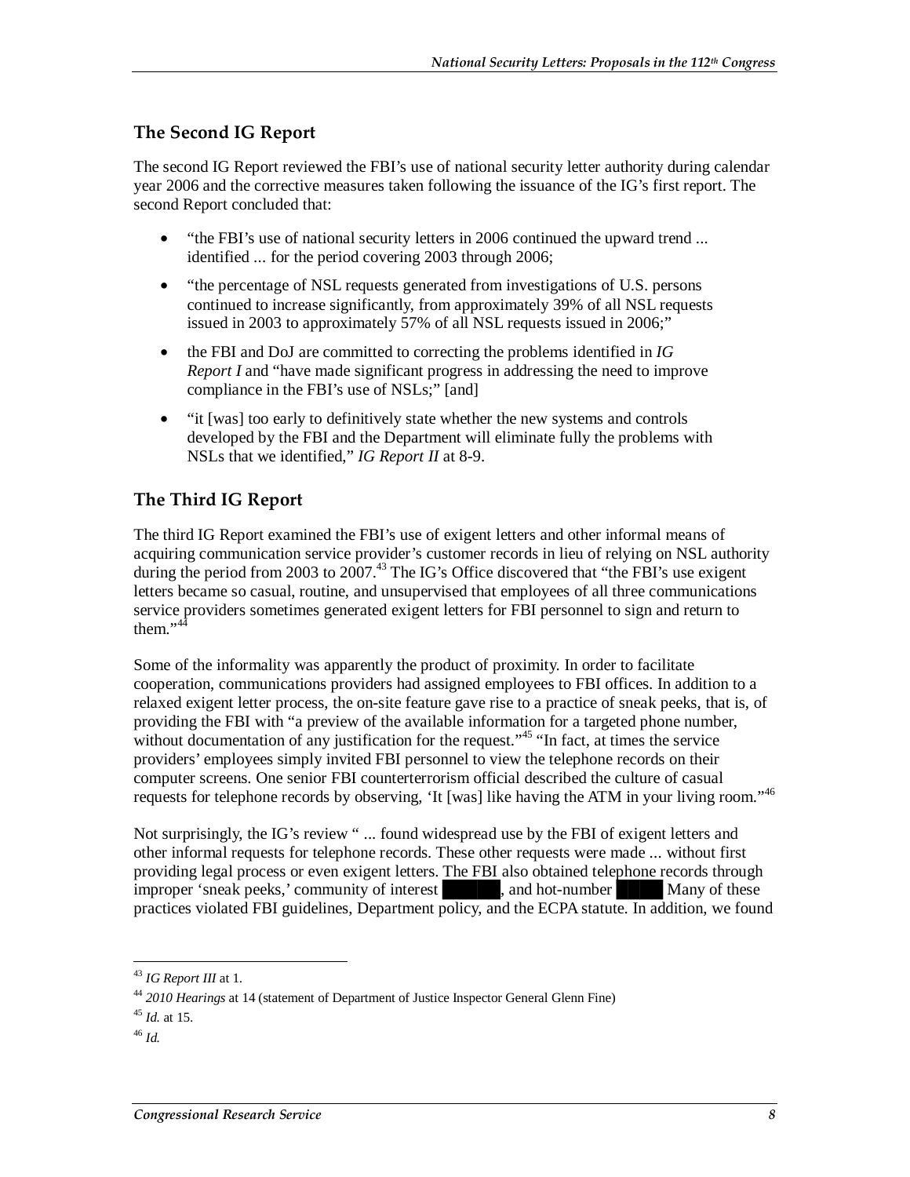## The Second IG Report

The second IG Report reviewed the FBI's use of national security letter authority during calendar year 2006 and the corrective measures taken following the issuance of the IG's first report. The second Report concluded that:

- "the FBI's use of national security letters in 2006 continued the upward trend ... identified ... for the period covering 2003 through 2006;
- "the percentage of NSL requests generated from investigations of U.S. persons continued to increase significantly, from approximately 39% of all NSL requests issued in 2003 to approximately 57% of all NSL requests issued in 2006;"
- the FBI and DoJ are committed to correcting the problems identified in *IG Report I* and "have made significant progress in addressing the need to improve compliance in the FBI's use of NSLs;" [and]
- "it [was] too early to definitively state whether the new systems and controls developed by the FBI and the Department will eliminate fully the problems with NSLs that we identified," *IG Report II* at 8-9.

## The Third IG Report

The third IG Report examined the FBI's use of exigent letters and other informal means of acquiring communication service provider's customer records in lieu of relying on NSL authority during the period from 2003 to 2007.[43] The IG's Office discovered that "the FBI's use exigent letters became so casual, routine, and unsupervised that employees of all three communications service providers sometimes generated exigent letters for FBI personnel to sign and return to them."[44]

Some of the informality was apparently the product of proximity. In order to facilitate cooperation, communications providers had assigned employees to FBI offices. In addition to a relaxed exigent letter process, the on-site feature gave rise to a practice of sneak peeks, that is, of providing the FBI with "a preview of the available information for a targeted phone number, without documentation of any justification for the request."[45] "In fact, at times the service providers' employees simply invited FBI personnel to view the telephone records on their computer screens. One senior FBI counterterrorism official described the culture of casual requests for telephone records by observing, 'It [was] like having the ATM in your living room.'"[46]

Not surprisingly, the IG's review " ... found widespread use by the FBI of exigent letters and other informal requests for telephone records. These other requests were made ... without first providing legal process or even exigent letters. The FBI also obtained telephone records through improper 'sneak peeks,' community of interest █████, and hot-number ████ Many of these practices violated FBI guidelines, Department policy, and the ECPA statute. In addition, we found

---

[43] *IG Report III* at 1.

[44] *2010 Hearings* at 14 (statement of Department of Justice Inspector General Glenn Fine)

[45] *Id.* at 15.

[46] *Id.*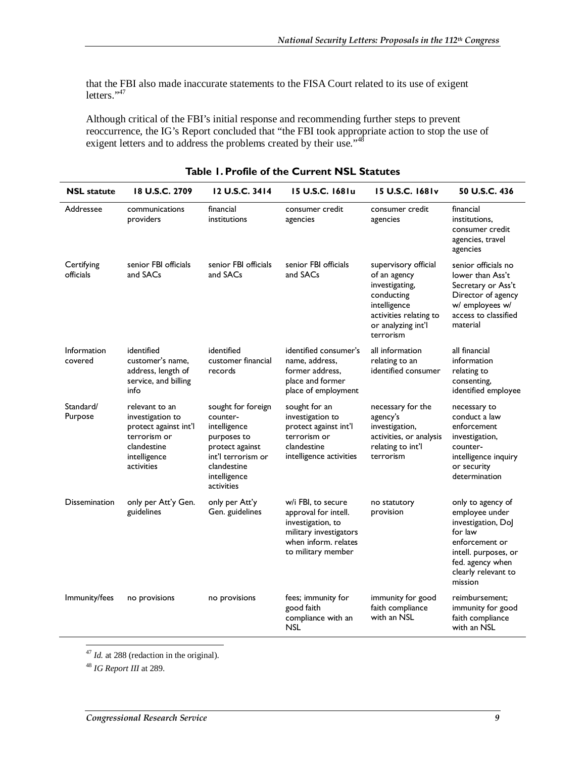that the FBI also made inaccurate statements to the FISA Court related to its use of exigent letters."[47]

Although critical of the FBI's initial response and recommending further steps to prevent reoccurrence, the IG's Report concluded that "the FBI took appropriate action to stop the use of exigent letters and to address the problems created by their use."[48]

**Table 1. Profile of the Current NSL Statutes**

| NSL statute | 18 U.S.C. 2709 | 12 U.S.C. 3414 | 15 U.S.C. 1681u | 15 U.S.C. 1681v | 50 U.S.C. 436 |
|---|---|---|---|---|---|
| Addressee | communications providers | financial institutions | consumer credit agencies | consumer credit agencies | financial institutions, consumer credit agencies, travel agencies |
| Certifying officials | senior FBI officials and SACs | senior FBI officials and SACs | senior FBI officials and SACs | supervisory official of an agency investigating, conducting intelligence activities relating to or analyzing int'l terrorism | senior officials no lower than Ass't Secretary or Ass't Director of agency w/ employees w/ access to classified material |
| Information covered | identified customer's name, address, length of service, and billing info | identified customer financial records | identified consumer's name, address, former address, place and former place of employment | all information relating to an identified consumer | all financial information relating to consenting, identified employee |
| Standard/ Purpose | relevant to an investigation to protect against int'l terrorism or clandestine intelligence activities | sought for foreign counter-intelligence purposes to protect against int'l terrorism or clandestine intelligence activities | sought for an investigation to protect against int'l terrorism or clandestine intelligence activities | necessary for the agency's investigation, activities, or analysis relating to int'l terrorism | necessary to conduct a law enforcement investigation, counter-intelligence inquiry or security determination |
| Dissemination | only per Att'y Gen. guidelines | only per Att'y Gen. guidelines | w/i FBI, to secure approval for intell. investigation, to military investigators when inform. relates to military member | no statutory provision | only to agency of employee under investigation, DoJ for law enforcement or intell. purposes, or fed. agency when clearly relevant to mission |
| Immunity/fees | no provisions | no provisions | fees; immunity for good faith compliance with an NSL | immunity for good faith compliance with an NSL | reimbursement; immunity for good faith compliance with an NSL |

[47] *Id.* at 288 (redaction in the original).

[48] *IG Report III* at 289.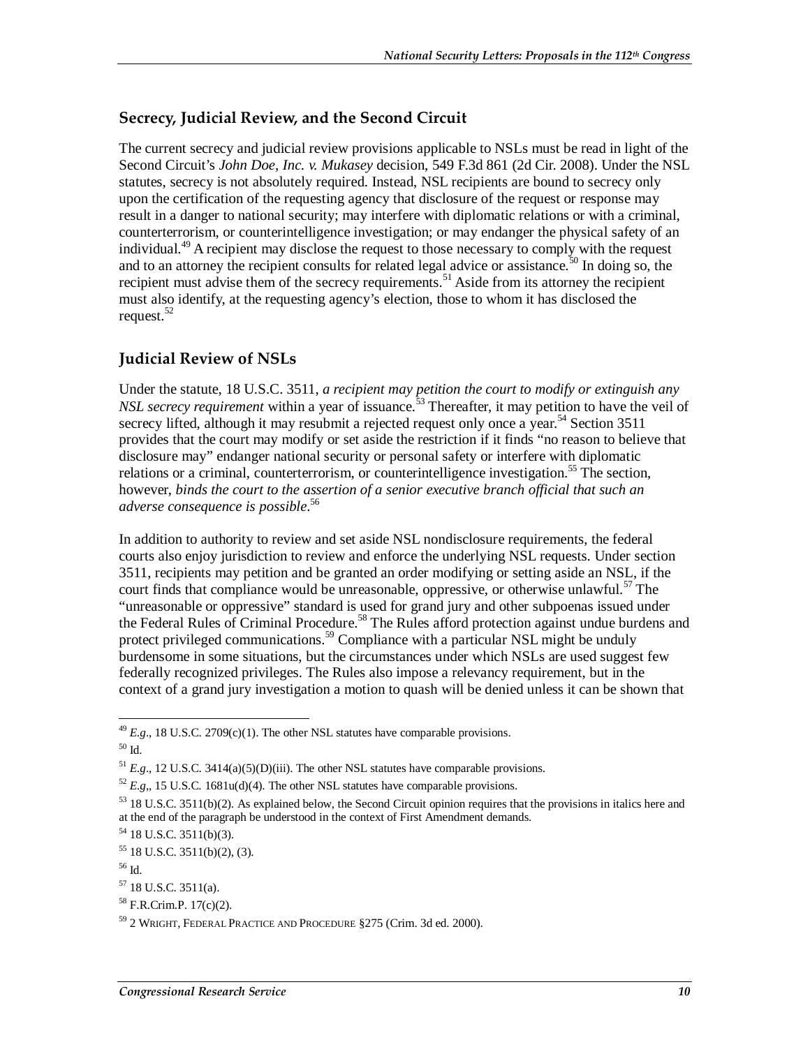## Secrecy, Judicial Review, and the Second Circuit

The current secrecy and judicial review provisions applicable to NSLs must be read in light of the Second Circuit's *John Doe, Inc. v. Mukasey* decision, 549 F.3d 861 (2d Cir. 2008). Under the NSL statutes, secrecy is not absolutely required. Instead, NSL recipients are bound to secrecy only upon the certification of the requesting agency that disclosure of the request or response may result in a danger to national security; may interfere with diplomatic relations or with a criminal, counterterrorism, or counterintelligence investigation; or may endanger the physical safety of an individual.[49] A recipient may disclose the request to those necessary to comply with the request and to an attorney the recipient consults for related legal advice or assistance.[50] In doing so, the recipient must advise them of the secrecy requirements.[51] Aside from its attorney the recipient must also identify, at the requesting agency's election, those to whom it has disclosed the request.[52]

## Judicial Review of NSLs

Under the statute, 18 U.S.C. 3511, *a recipient may petition the court to modify or extinguish any NSL secrecy requirement* within a year of issuance.[53] Thereafter, it may petition to have the veil of secrecy lifted, although it may resubmit a rejected request only once a year.[54] Section 3511 provides that the court may modify or set aside the restriction if it finds "no reason to believe that disclosure may" endanger national security or personal safety or interfere with diplomatic relations or a criminal, counterterrorism, or counterintelligence investigation.[55] The section, however, *binds the court to the assertion of a senior executive branch official that such an adverse consequence is possible*.[56]

In addition to authority to review and set aside NSL nondisclosure requirements, the federal courts also enjoy jurisdiction to review and enforce the underlying NSL requests. Under section 3511, recipients may petition and be granted an order modifying or setting aside an NSL, if the court finds that compliance would be unreasonable, oppressive, or otherwise unlawful.[57] The "unreasonable or oppressive" standard is used for grand jury and other subpoenas issued under the Federal Rules of Criminal Procedure.[58] The Rules afford protection against undue burdens and protect privileged communications.[59] Compliance with a particular NSL might be unduly burdensome in some situations, but the circumstances under which NSLs are used suggest few federally recognized privileges. The Rules also impose a relevancy requirement, but in the context of a grand jury investigation a motion to quash will be denied unless it can be shown that

---

[49] *E.g*., 18 U.S.C. 2709(c)(1). The other NSL statutes have comparable provisions.

[50] Id.

[51] *E.g*., 12 U.S.C. 3414(a)(5)(D)(iii). The other NSL statutes have comparable provisions.

[52] *E.g*,, 15 U.S.C. 1681u(d)(4). The other NSL statutes have comparable provisions.

[53] 18 U.S.C. 3511(b)(2). As explained below, the Second Circuit opinion requires that the provisions in italics here and at the end of the paragraph be understood in the context of First Amendment demands.

[54] 18 U.S.C. 3511(b)(3).

[55] 18 U.S.C. 3511(b)(2), (3).

[56] Id.

[57] 18 U.S.C. 3511(a).

[58] F.R.Crim.P. 17(c)(2).

[59] 2 WRIGHT, FEDERAL PRACTICE AND PROCEDURE §275 (Crim. 3d ed. 2000).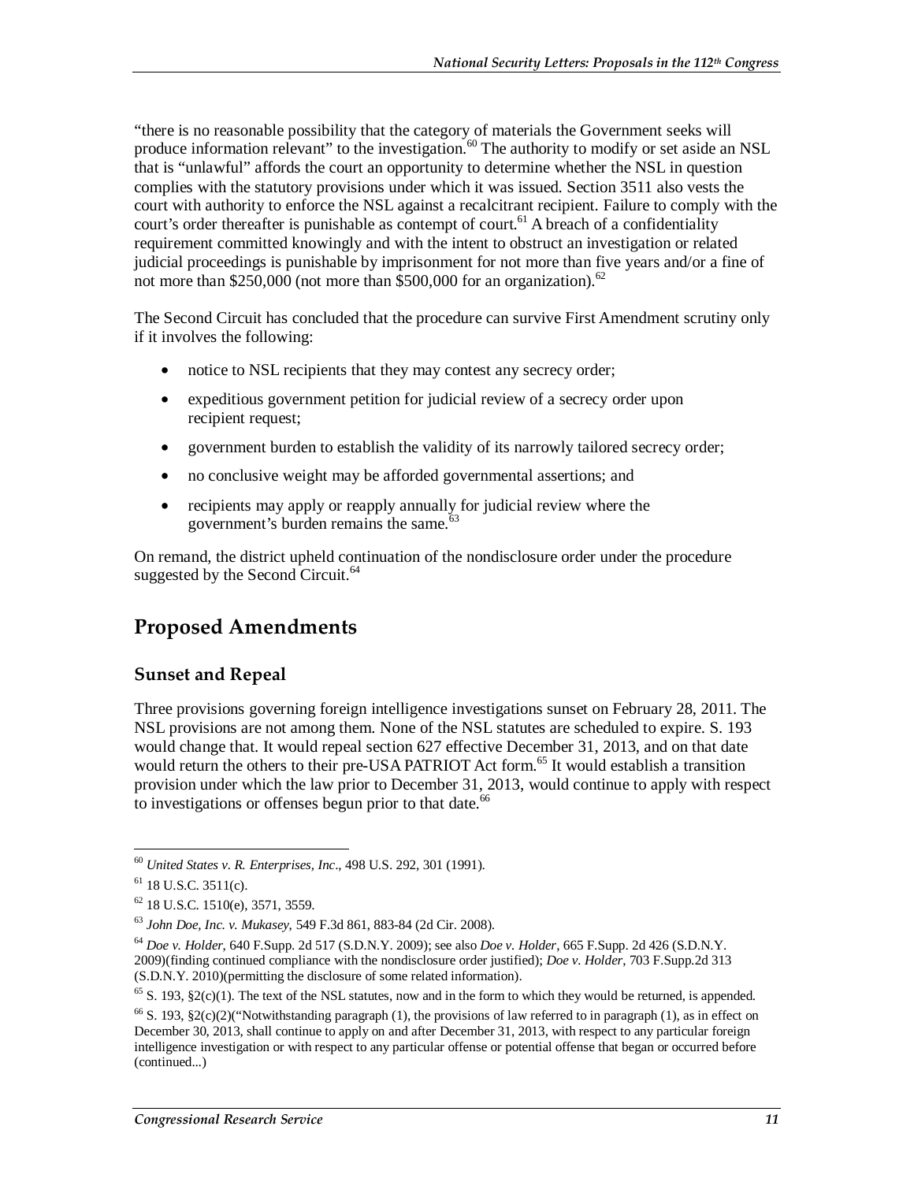"there is no reasonable possibility that the category of materials the Government seeks will produce information relevant" to the investigation.[60] The authority to modify or set aside an NSL that is "unlawful" affords the court an opportunity to determine whether the NSL in question complies with the statutory provisions under which it was issued. Section 3511 also vests the court with authority to enforce the NSL against a recalcitrant recipient. Failure to comply with the court's order thereafter is punishable as contempt of court.[61] A breach of a confidentiality requirement committed knowingly and with the intent to obstruct an investigation or related judicial proceedings is punishable by imprisonment for not more than five years and/or a fine of not more than $250,000 (not more than $500,000 for an organization).[62]

The Second Circuit has concluded that the procedure can survive First Amendment scrutiny only if it involves the following:

- notice to NSL recipients that they may contest any secrecy order;
- expeditious government petition for judicial review of a secrecy order upon recipient request;
- government burden to establish the validity of its narrowly tailored secrecy order;
- no conclusive weight may be afforded governmental assertions; and
- recipients may apply or reapply annually for judicial review where the government's burden remains the same.[63]

On remand, the district upheld continuation of the nondisclosure order under the procedure suggested by the Second Circuit.[64]

## Proposed Amendments

### Sunset and Repeal

Three provisions governing foreign intelligence investigations sunset on February 28, 2011. The NSL provisions are not among them. None of the NSL statutes are scheduled to expire. S. 193 would change that. It would repeal section 627 effective December 31, 2013, and on that date would return the others to their pre-USA PATRIOT Act form.[65] It would establish a transition provision under which the law prior to December 31, 2013, would continue to apply with respect to investigations or offenses begun prior to that date.[66]

---

[60] *United States v. R. Enterprises, Inc*., 498 U.S. 292, 301 (1991).

[61] 18 U.S.C. 3511(c).

[62] 18 U.S.C. 1510(e), 3571, 3559.

[63] *John Doe, Inc. v. Mukasey*, 549 F.3d 861, 883-84 (2d Cir. 2008).

[64] *Doe v. Holder*, 640 F.Supp. 2d 517 (S.D.N.Y. 2009); see also *Doe v. Holder*, 665 F.Supp. 2d 426 (S.D.N.Y. 2009)(finding continued compliance with the nondisclosure order justified); *Doe v. Holder*, 703 F.Supp.2d 313 (S.D.N.Y. 2010)(permitting the disclosure of some related information).

[65] S. 193, §2(c)(1). The text of the NSL statutes, now and in the form to which they would be returned, is appended.

[66] S. 193, §2(c)(2)("Notwithstanding paragraph (1), the provisions of law referred to in paragraph (1), as in effect on December 30, 2013, shall continue to apply on and after December 31, 2013, with respect to any particular foreign intelligence investigation or with respect to any particular offense or potential offense that began or occurred before (continued...)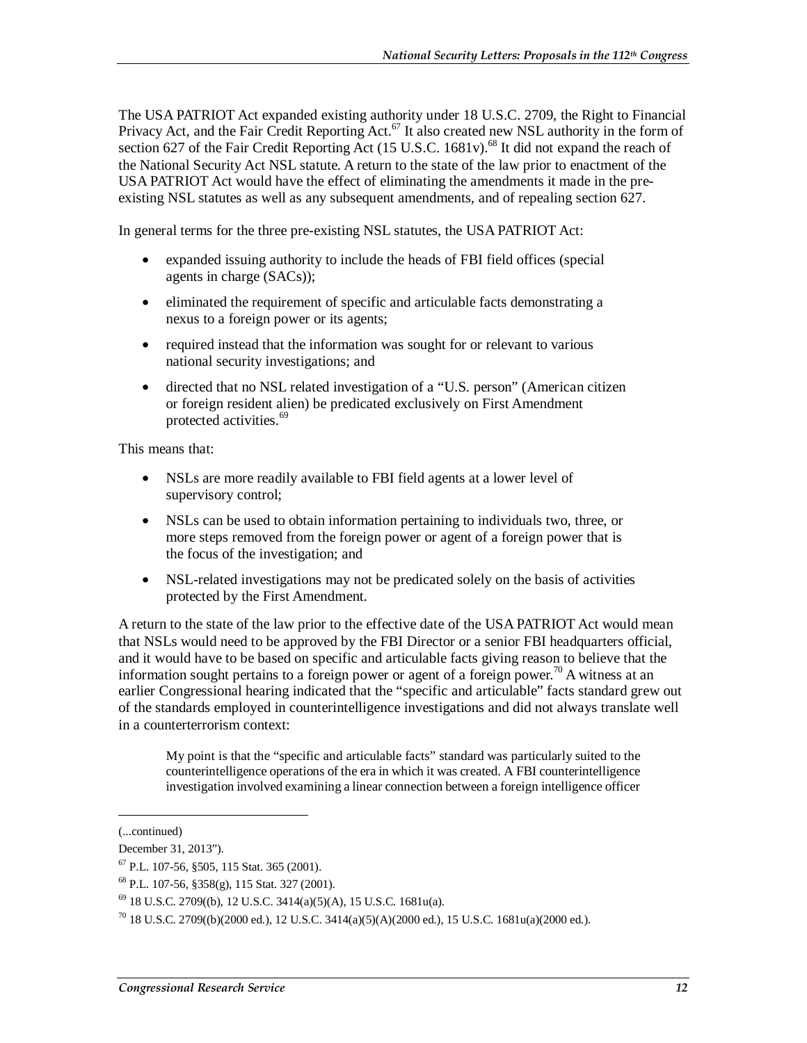The USA PATRIOT Act expanded existing authority under 18 U.S.C. 2709, the Right to Financial Privacy Act, and the Fair Credit Reporting Act.[67] It also created new NSL authority in the form of section 627 of the Fair Credit Reporting Act (15 U.S.C. 1681v).[68] It did not expand the reach of the National Security Act NSL statute. A return to the state of the law prior to enactment of the USA PATRIOT Act would have the effect of eliminating the amendments it made in the pre-existing NSL statutes as well as any subsequent amendments, and of repealing section 627.

In general terms for the three pre-existing NSL statutes, the USA PATRIOT Act:

- expanded issuing authority to include the heads of FBI field offices (special agents in charge (SACs));
- eliminated the requirement of specific and articulable facts demonstrating a nexus to a foreign power or its agents;
- required instead that the information was sought for or relevant to various national security investigations; and
- directed that no NSL related investigation of a "U.S. person" (American citizen or foreign resident alien) be predicated exclusively on First Amendment protected activities.[69]

This means that:

- NSLs are more readily available to FBI field agents at a lower level of supervisory control;
- NSLs can be used to obtain information pertaining to individuals two, three, or more steps removed from the foreign power or agent of a foreign power that is the focus of the investigation; and
- NSL-related investigations may not be predicated solely on the basis of activities protected by the First Amendment.

A return to the state of the law prior to the effective date of the USA PATRIOT Act would mean that NSLs would need to be approved by the FBI Director or a senior FBI headquarters official, and it would have to be based on specific and articulable facts giving reason to believe that the information sought pertains to a foreign power or agent of a foreign power.[70] A witness at an earlier Congressional hearing indicated that the "specific and articulable" facts standard grew out of the standards employed in counterintelligence investigations and did not always translate well in a counterterrorism context:

> My point is that the "specific and articulable facts" standard was particularly suited to the counterintelligence operations of the era in which it was created. A FBI counterintelligence investigation involved examining a linear connection between a foreign intelligence officer

---

(...continued)

December 31, 2013").

[67] P.L. 107-56, §505, 115 Stat. 365 (2001).

[68] P.L. 107-56, §358(g), 115 Stat. 327 (2001).

[69] 18 U.S.C. 2709((b), 12 U.S.C. 3414(a)(5)(A), 15 U.S.C. 1681u(a).

[70] 18 U.S.C. 2709((b)(2000 ed.), 12 U.S.C. 3414(a)(5)(A)(2000 ed.), 15 U.S.C. 1681u(a)(2000 ed.).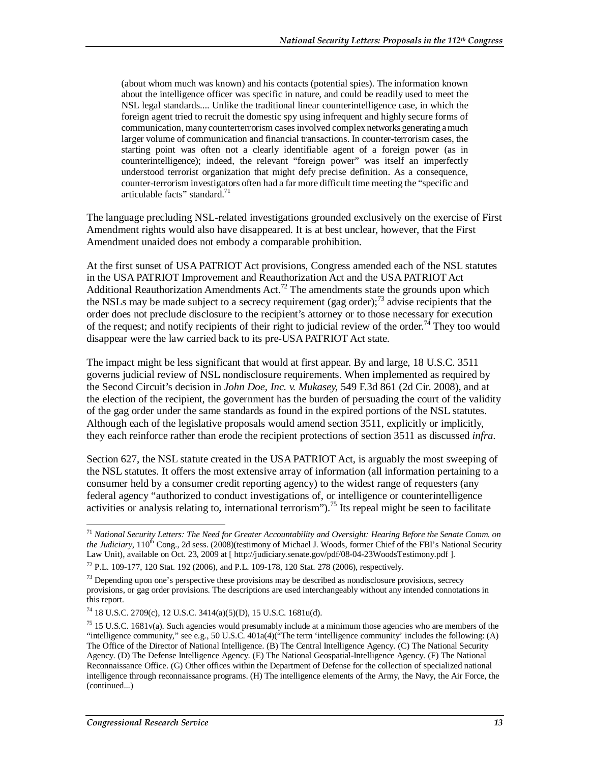> (about whom much was known) and his contacts (potential spies). The information known about the intelligence officer was specific in nature, and could be readily used to meet the NSL legal standards.... Unlike the traditional linear counterintelligence case, in which the foreign agent tried to recruit the domestic spy using infrequent and highly secure forms of communication, many counterterrorism cases involved complex networks generating a much larger volume of communication and financial transactions. In counter-terrorism cases, the starting point was often not a clearly identifiable agent of a foreign power (as in counterintelligence); indeed, the relevant "foreign power" was itself an imperfectly understood terrorist organization that might defy precise definition. As a consequence, counter-terrorism investigators often had a far more difficult time meeting the "specific and articulable facts" standard.[71]

The language precluding NSL-related investigations grounded exclusively on the exercise of First Amendment rights would also have disappeared. It is at best unclear, however, that the First Amendment unaided does not embody a comparable prohibition.

At the first sunset of USA PATRIOT Act provisions, Congress amended each of the NSL statutes in the USA PATRIOT Improvement and Reauthorization Act and the USA PATRIOT Act Additional Reauthorization Amendments Act.[72] The amendments state the grounds upon which the NSLs may be made subject to a secrecy requirement (gag order);[73] advise recipients that the order does not preclude disclosure to the recipient's attorney or to those necessary for execution of the request; and notify recipients of their right to judicial review of the order.[74] They too would disappear were the law carried back to its pre-USA PATRIOT Act state.

The impact might be less significant that would at first appear. By and large, 18 U.S.C. 3511 governs judicial review of NSL nondisclosure requirements. When implemented as required by the Second Circuit's decision in *John Doe, Inc. v. Mukasey*, 549 F.3d 861 (2d Cir. 2008), and at the election of the recipient, the government has the burden of persuading the court of the validity of the gag order under the same standards as found in the expired portions of the NSL statutes. Although each of the legislative proposals would amend section 3511, explicitly or implicitly, they each reinforce rather than erode the recipient protections of section 3511 as discussed *infra*.

Section 627, the NSL statute created in the USA PATRIOT Act, is arguably the most sweeping of the NSL statutes. It offers the most extensive array of information (all information pertaining to a consumer held by a consumer credit reporting agency) to the widest range of requesters (any federal agency "authorized to conduct investigations of, or intelligence or counterintelligence activities or analysis relating to, international terrorism").[75] Its repeal might be seen to facilitate

---

[71] *National Security Letters: The Need for Greater Accountability and Oversight: Hearing Before the Senate Comm. on the Judiciary*, 110th Cong., 2d sess. (2008)(testimony of Michael J. Woods, former Chief of the FBI's National Security Law Unit), available on Oct. 23, 2009 at [ http://judiciary.senate.gov/pdf/08-04-23WoodsTestimony.pdf ].

[72] P.L. 109-177, 120 Stat. 192 (2006), and P.L. 109-178, 120 Stat. 278 (2006), respectively.

[73] Depending upon one's perspective these provisions may be described as nondisclosure provisions, secrecy provisions, or gag order provisions. The descriptions are used interchangeably without any intended connotations in this report.

[74] 18 U.S.C. 2709(c), 12 U.S.C. 3414(a)(5)(D), 15 U.S.C. 1681u(d).

[75] 15 U.S.C. 1681v(a). Such agencies would presumably include at a minimum those agencies who are members of the "intelligence community," see e.g., 50 U.S.C. 401a(4)("The term 'intelligence community' includes the following: (A) The Office of the Director of National Intelligence. (B) The Central Intelligence Agency. (C) The National Security Agency. (D) The Defense Intelligence Agency. (E) The National Geospatial-Intelligence Agency. (F) The National Reconnaissance Office. (G) Other offices within the Department of Defense for the collection of specialized national intelligence through reconnaissance programs. (H) The intelligence elements of the Army, the Navy, the Air Force, the (continued...)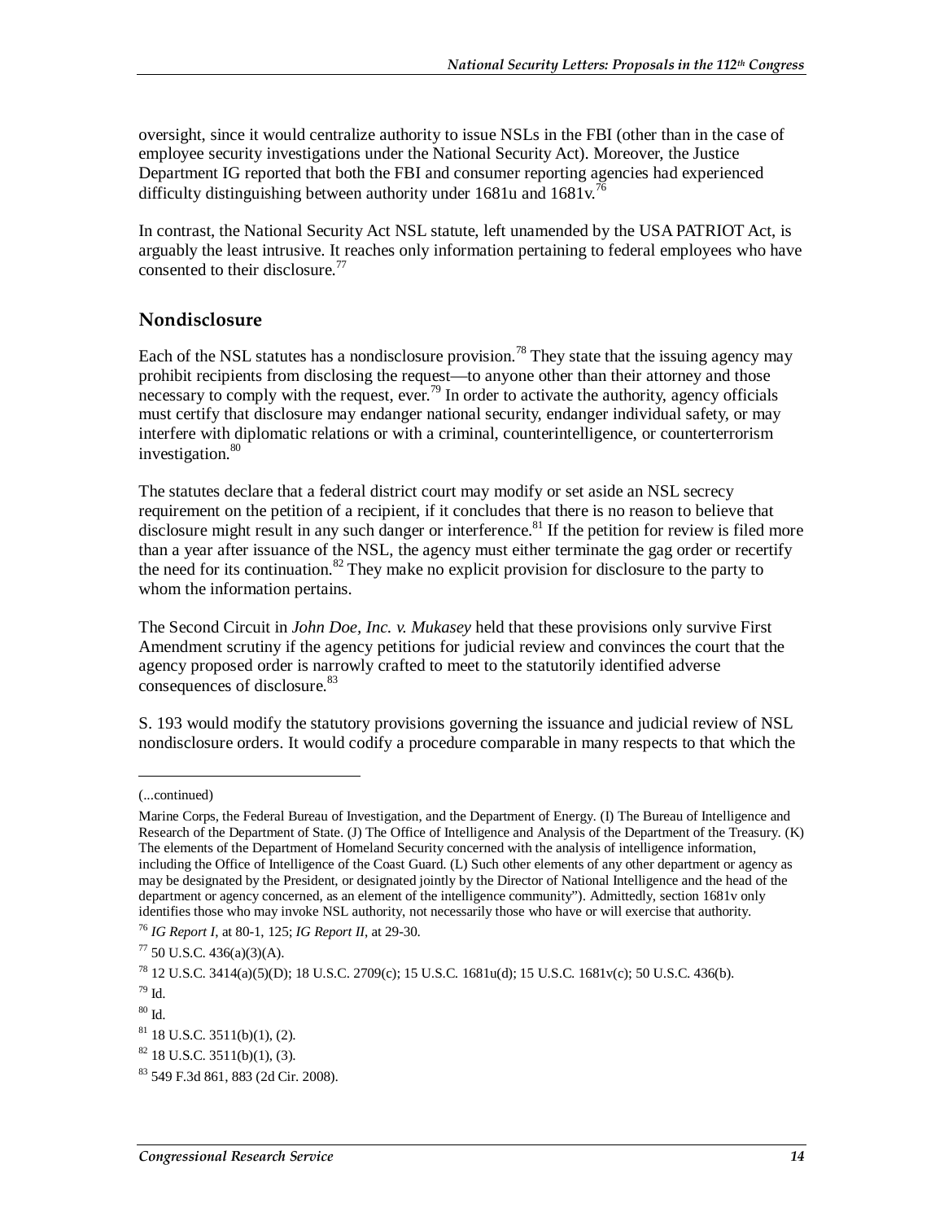oversight, since it would centralize authority to issue NSLs in the FBI (other than in the case of employee security investigations under the National Security Act). Moreover, the Justice Department IG reported that both the FBI and consumer reporting agencies had experienced difficulty distinguishing between authority under 1681u and 1681v.[76]

In contrast, the National Security Act NSL statute, left unamended by the USA PATRIOT Act, is arguably the least intrusive. It reaches only information pertaining to federal employees who have consented to their disclosure.[77]

## Nondisclosure

Each of the NSL statutes has a nondisclosure provision.[78] They state that the issuing agency may prohibit recipients from disclosing the request—to anyone other than their attorney and those necessary to comply with the request, ever.[79] In order to activate the authority, agency officials must certify that disclosure may endanger national security, endanger individual safety, or may interfere with diplomatic relations or with a criminal, counterintelligence, or counterterrorism investigation.[80]

The statutes declare that a federal district court may modify or set aside an NSL secrecy requirement on the petition of a recipient, if it concludes that there is no reason to believe that disclosure might result in any such danger or interference.[81] If the petition for review is filed more than a year after issuance of the NSL, the agency must either terminate the gag order or recertify the need for its continuation.[82] They make no explicit provision for disclosure to the party to whom the information pertains.

The Second Circuit in *John Doe, Inc. v. Mukasey* held that these provisions only survive First Amendment scrutiny if the agency petitions for judicial review and convinces the court that the agency proposed order is narrowly crafted to meet to the statutorily identified adverse consequences of disclosure.[83]

S. 193 would modify the statutory provisions governing the issuance and judicial review of NSL nondisclosure orders. It would codify a procedure comparable in many respects to that which the

---

(...continued)

Marine Corps, the Federal Bureau of Investigation, and the Department of Energy. (I) The Bureau of Intelligence and Research of the Department of State. (J) The Office of Intelligence and Analysis of the Department of the Treasury. (K) The elements of the Department of Homeland Security concerned with the analysis of intelligence information, including the Office of Intelligence of the Coast Guard. (L) Such other elements of any other department or agency as may be designated by the President, or designated jointly by the Director of National Intelligence and the head of the department or agency concerned, as an element of the intelligence community"). Admittedly, section 1681v only identifies those who may invoke NSL authority, not necessarily those who have or will exercise that authority.

[76] *IG Report I*, at 80-1, 125; *IG Report II*, at 29-30.

[77] 50 U.S.C. 436(a)(3)(A).

[78] 12 U.S.C. 3414(a)(5)(D); 18 U.S.C. 2709(c); 15 U.S.C. 1681u(d); 15 U.S.C. 1681v(c); 50 U.S.C. 436(b).

[79] Id.

[80] Id.

[81] 18 U.S.C. 3511(b)(1), (2).

[82] 18 U.S.C. 3511(b)(1), (3).

[83] 549 F.3d 861, 883 (2d Cir. 2008).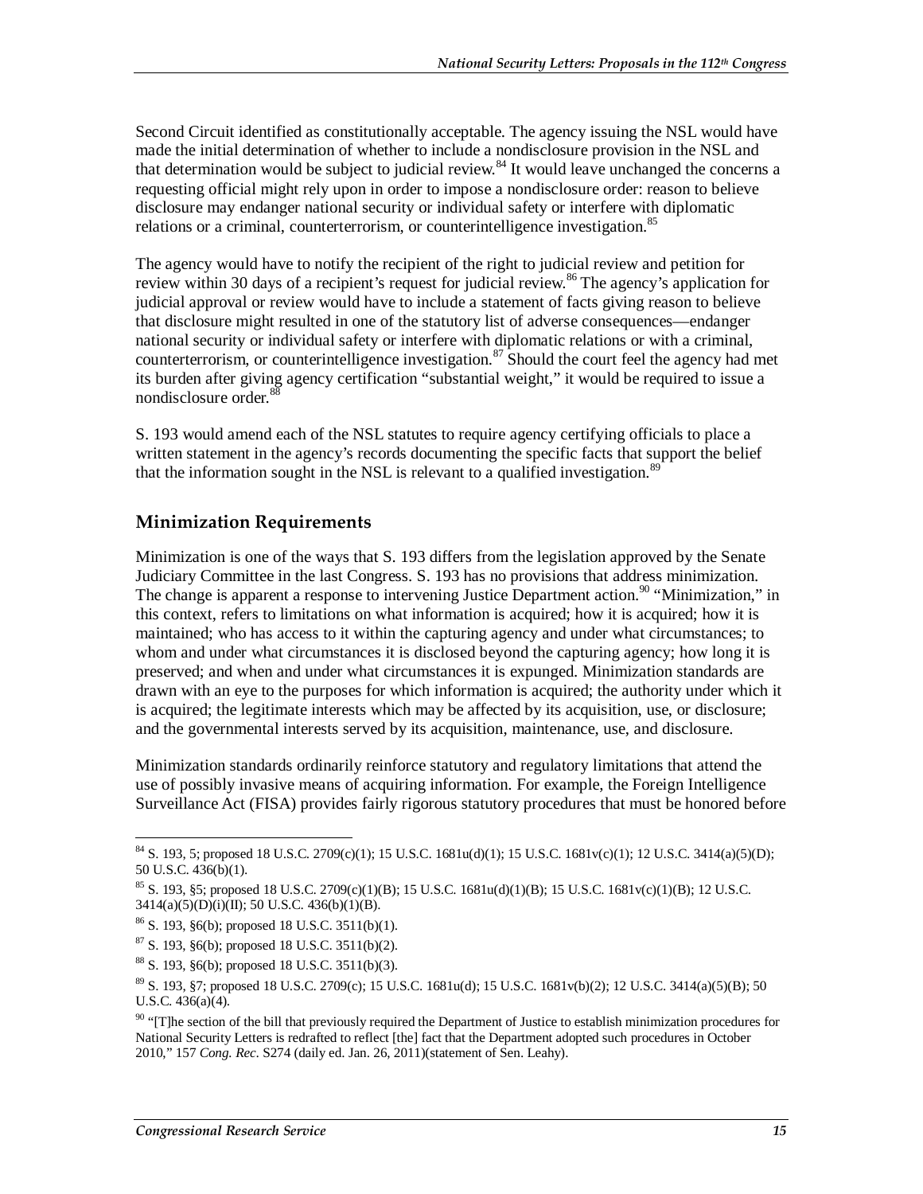Second Circuit identified as constitutionally acceptable. The agency issuing the NSL would have made the initial determination of whether to include a nondisclosure provision in the NSL and that determination would be subject to judicial review.[84] It would leave unchanged the concerns a requesting official might rely upon in order to impose a nondisclosure order: reason to believe disclosure may endanger national security or individual safety or interfere with diplomatic relations or a criminal, counterterrorism, or counterintelligence investigation.[85]

The agency would have to notify the recipient of the right to judicial review and petition for review within 30 days of a recipient's request for judicial review.[86] The agency's application for judicial approval or review would have to include a statement of facts giving reason to believe that disclosure might resulted in one of the statutory list of adverse consequences—endanger national security or individual safety or interfere with diplomatic relations or with a criminal, counterterrorism, or counterintelligence investigation.[87] Should the court feel the agency had met its burden after giving agency certification "substantial weight," it would be required to issue a nondisclosure order.[88]

S. 193 would amend each of the NSL statutes to require agency certifying officials to place a written statement in the agency's records documenting the specific facts that support the belief that the information sought in the NSL is relevant to a qualified investigation.[89]

## Minimization Requirements

Minimization is one of the ways that S. 193 differs from the legislation approved by the Senate Judiciary Committee in the last Congress. S. 193 has no provisions that address minimization. The change is apparent a response to intervening Justice Department action.[90] "Minimization," in this context, refers to limitations on what information is acquired; how it is acquired; how it is maintained; who has access to it within the capturing agency and under what circumstances; to whom and under what circumstances it is disclosed beyond the capturing agency; how long it is preserved; and when and under what circumstances it is expunged. Minimization standards are drawn with an eye to the purposes for which information is acquired; the authority under which it is acquired; the legitimate interests which may be affected by its acquisition, use, or disclosure; and the governmental interests served by its acquisition, maintenance, use, and disclosure.

Minimization standards ordinarily reinforce statutory and regulatory limitations that attend the use of possibly invasive means of acquiring information. For example, the Foreign Intelligence Surveillance Act (FISA) provides fairly rigorous statutory procedures that must be honored before

---

[84] S. 193, 5; proposed 18 U.S.C. 2709(c)(1); 15 U.S.C. 1681u(d)(1); 15 U.S.C. 1681v(c)(1); 12 U.S.C. 3414(a)(5)(D); 50 U.S.C. 436(b)(1).

[85] S. 193, §5; proposed 18 U.S.C. 2709(c)(1)(B); 15 U.S.C. 1681u(d)(1)(B); 15 U.S.C. 1681v(c)(1)(B); 12 U.S.C. 3414(a)(5)(D)(i)(II); 50 U.S.C. 436(b)(1)(B).

[86] S. 193, §6(b); proposed 18 U.S.C. 3511(b)(1).

[87] S. 193, §6(b); proposed 18 U.S.C. 3511(b)(2).

[88] S. 193, §6(b); proposed 18 U.S.C. 3511(b)(3).

[89] S. 193, §7; proposed 18 U.S.C. 2709(c); 15 U.S.C. 1681u(d); 15 U.S.C. 1681v(b)(2); 12 U.S.C. 3414(a)(5)(B); 50 U.S.C. 436(a)(4).

[90] "[T]he section of the bill that previously required the Department of Justice to establish minimization procedures for National Security Letters is redrafted to reflect [the] fact that the Department adopted such procedures in October 2010," 157 *Cong. Rec*. S274 (daily ed. Jan. 26, 2011)(statement of Sen. Leahy).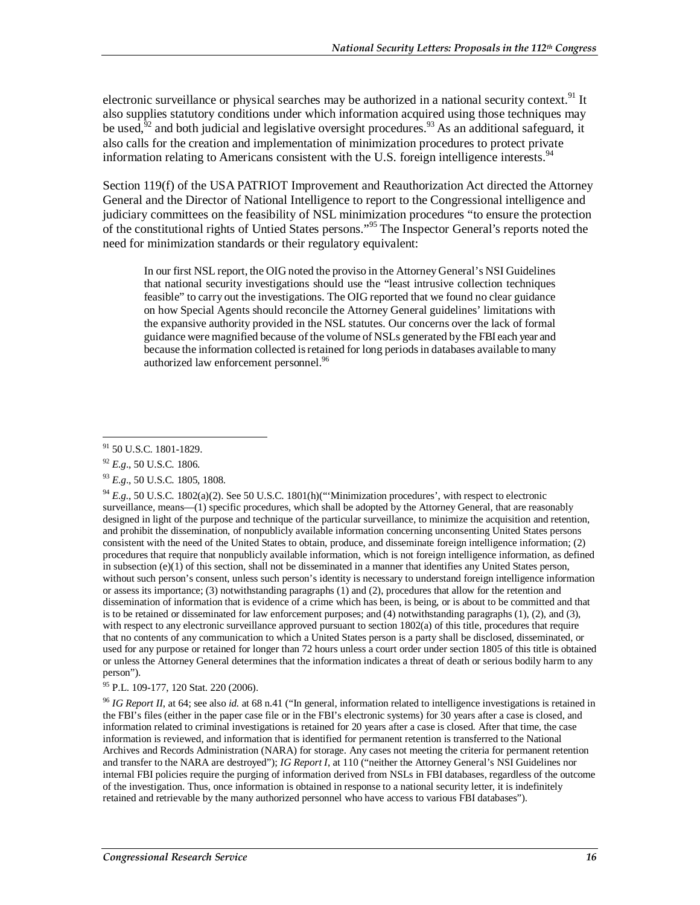electronic surveillance or physical searches may be authorized in a national security context.[91] It also supplies statutory conditions under which information acquired using those techniques may be used,[92] and both judicial and legislative oversight procedures.[93] As an additional safeguard, it also calls for the creation and implementation of minimization procedures to protect private information relating to Americans consistent with the U.S. foreign intelligence interests.[94]

Section 119(f) of the USA PATRIOT Improvement and Reauthorization Act directed the Attorney General and the Director of National Intelligence to report to the Congressional intelligence and judiciary committees on the feasibility of NSL minimization procedures "to ensure the protection of the constitutional rights of Untied States persons."[95] The Inspector General's reports noted the need for minimization standards or their regulatory equivalent:

> In our first NSL report, the OIG noted the proviso in the Attorney General's NSI Guidelines that national security investigations should use the "least intrusive collection techniques feasible" to carry out the investigations. The OIG reported that we found no clear guidance on how Special Agents should reconcile the Attorney General guidelines' limitations with the expansive authority provided in the NSL statutes. Our concerns over the lack of formal guidance were magnified because of the volume of NSLs generated by the FBI each year and because the information collected is retained for long periods in databases available to many authorized law enforcement personnel.[96]

---

[91] 50 U.S.C. 1801-1829.

[92] *E.g*., 50 U.S.C. 1806.

[93] *E.g*., 50 U.S.C. 1805, 1808.

[94] *E.g*., 50 U.S.C. 1802(a)(2). See 50 U.S.C. 1801(h)("'Minimization procedures', with respect to electronic surveillance, means—(1) specific procedures, which shall be adopted by the Attorney General, that are reasonably designed in light of the purpose and technique of the particular surveillance, to minimize the acquisition and retention, and prohibit the dissemination, of nonpublicly available information concerning unconsenting United States persons consistent with the need of the United States to obtain, produce, and disseminate foreign intelligence information; (2) procedures that require that nonpublicly available information, which is not foreign intelligence information, as defined in subsection (e)(1) of this section, shall not be disseminated in a manner that identifies any United States person, without such person's consent, unless such person's identity is necessary to understand foreign intelligence information or assess its importance; (3) notwithstanding paragraphs (1) and (2), procedures that allow for the retention and dissemination of information that is evidence of a crime which has been, is being, or is about to be committed and that is to be retained or disseminated for law enforcement purposes; and (4) notwithstanding paragraphs (1), (2), and (3), with respect to any electronic surveillance approved pursuant to section 1802(a) of this title, procedures that require that no contents of any communication to which a United States person is a party shall be disclosed, disseminated, or used for any purpose or retained for longer than 72 hours unless a court order under section 1805 of this title is obtained or unless the Attorney General determines that the information indicates a threat of death or serious bodily harm to any person").

[95] P.L. 109-177, 120 Stat. 220 (2006).

[96] *IG Report II*, at 64; see also *id.* at 68 n.41 ("In general, information related to intelligence investigations is retained in the FBI's files (either in the paper case file or in the FBI's electronic systems) for 30 years after a case is closed, and information related to criminal investigations is retained for 20 years after a case is closed. After that time, the case information is reviewed, and information that is identified for permanent retention is transferred to the National Archives and Records Administration (NARA) for storage. Any cases not meeting the criteria for permanent retention and transfer to the NARA are destroyed"); *IG Report I*, at 110 ("neither the Attorney General's NSI Guidelines nor internal FBI policies require the purging of information derived from NSLs in FBI databases, regardless of the outcome of the investigation. Thus, once information is obtained in response to a national security letter, it is indefinitely retained and retrievable by the many authorized personnel who have access to various FBI databases").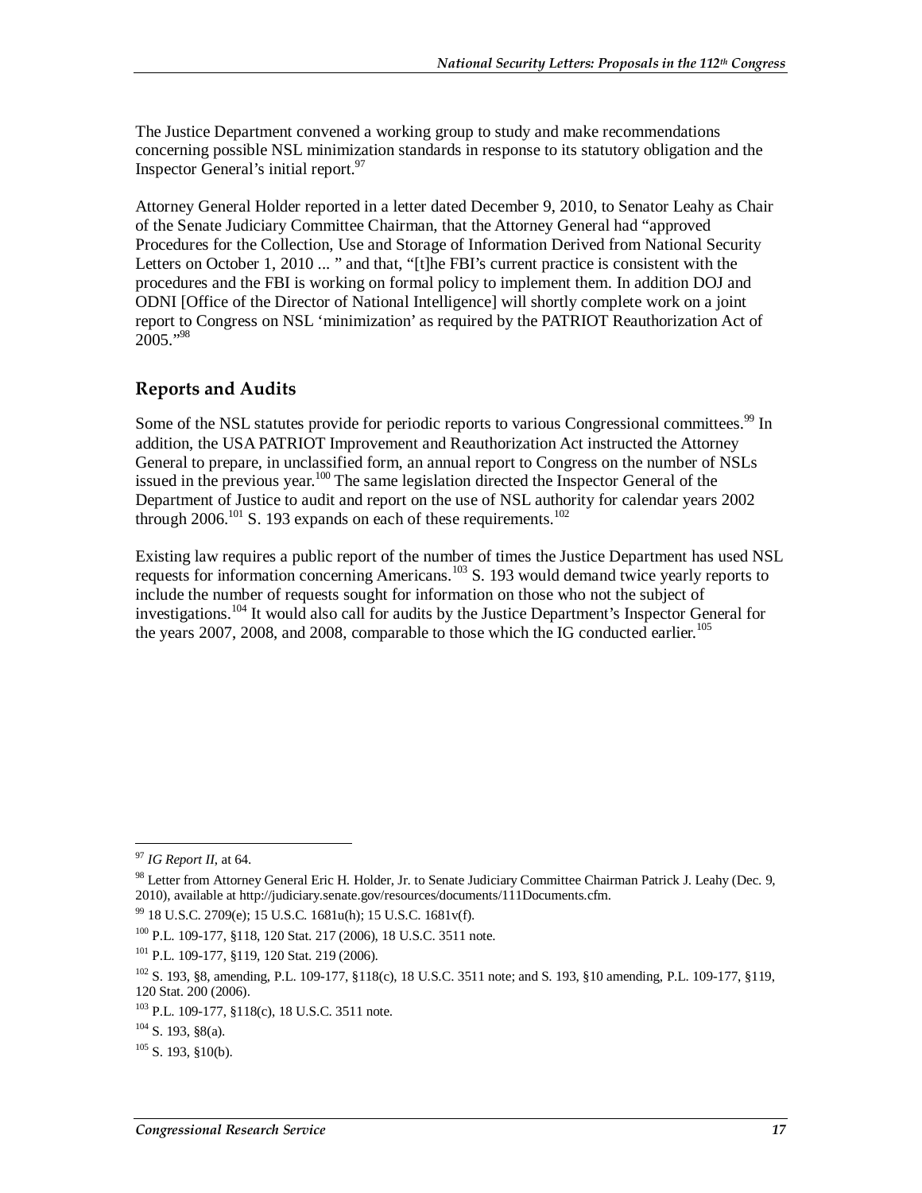The Justice Department convened a working group to study and make recommendations concerning possible NSL minimization standards in response to its statutory obligation and the Inspector General's initial report.[97]

Attorney General Holder reported in a letter dated December 9, 2010, to Senator Leahy as Chair of the Senate Judiciary Committee Chairman, that the Attorney General had "approved Procedures for the Collection, Use and Storage of Information Derived from National Security Letters on October 1, 2010 ... " and that, "[t]he FBI's current practice is consistent with the procedures and the FBI is working on formal policy to implement them. In addition DOJ and ODNI [Office of the Director of National Intelligence] will shortly complete work on a joint report to Congress on NSL 'minimization' as required by the PATRIOT Reauthorization Act of 2005."[98]

## Reports and Audits

Some of the NSL statutes provide for periodic reports to various Congressional committees.[99] In addition, the USA PATRIOT Improvement and Reauthorization Act instructed the Attorney General to prepare, in unclassified form, an annual report to Congress on the number of NSLs issued in the previous year.[100] The same legislation directed the Inspector General of the Department of Justice to audit and report on the use of NSL authority for calendar years 2002 through 2006.[101] S. 193 expands on each of these requirements.[102]

Existing law requires a public report of the number of times the Justice Department has used NSL requests for information concerning Americans.[103] S. 193 would demand twice yearly reports to include the number of requests sought for information on those who not the subject of investigations.[104] It would also call for audits by the Justice Department's Inspector General for the years 2007, 2008, and 2008, comparable to those which the IG conducted earlier.[105]

---

[97] *IG Report II*, at 64.

[98] Letter from Attorney General Eric H. Holder, Jr. to Senate Judiciary Committee Chairman Patrick J. Leahy (Dec. 9, 2010), available at http://judiciary.senate.gov/resources/documents/111Documents.cfm.

[99] 18 U.S.C. 2709(e); 15 U.S.C. 1681u(h); 15 U.S.C. 1681v(f).

[100] P.L. 109-177, §118, 120 Stat. 217 (2006), 18 U.S.C. 3511 note.

[101] P.L. 109-177, §119, 120 Stat. 219 (2006).

[102] S. 193, §8, amending, P.L. 109-177, §118(c), 18 U.S.C. 3511 note; and S. 193, §10 amending, P.L. 109-177, §119, 120 Stat. 200 (2006).

[103] P.L. 109-177, §118(c), 18 U.S.C. 3511 note.

[104] S. 193, §8(a).

[105] S. 193, §10(b).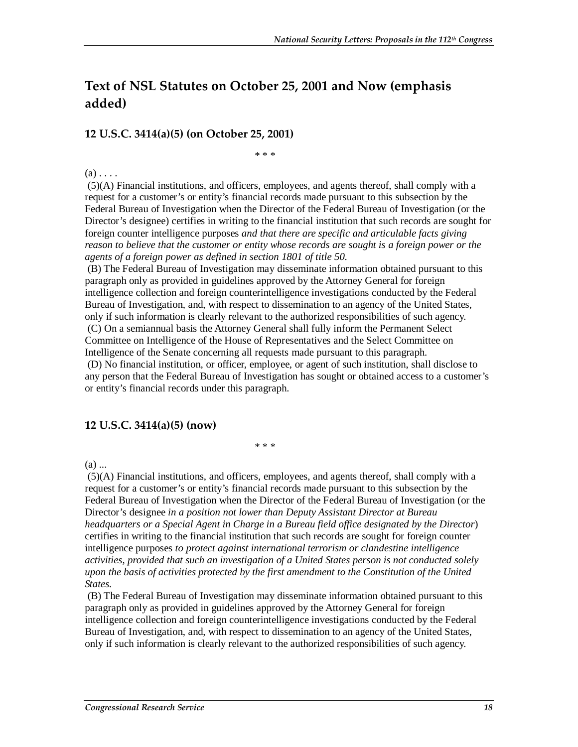## Text of NSL Statutes on October 25, 2001 and Now (emphasis added)

### 12 U.S.C. 3414(a)(5) (on October 25, 2001)

\* \* \*

(a) . . . .

(5)(A) Financial institutions, and officers, employees, and agents thereof, shall comply with a request for a customer's or entity's financial records made pursuant to this subsection by the Federal Bureau of Investigation when the Director of the Federal Bureau of Investigation (or the Director's designee) certifies in writing to the financial institution that such records are sought for foreign counter intelligence purposes *and that there are specific and articulable facts giving reason to believe that the customer or entity whose records are sought is a foreign power or the agents of a foreign power as defined in section 1801 of title 50.*

(B) The Federal Bureau of Investigation may disseminate information obtained pursuant to this paragraph only as provided in guidelines approved by the Attorney General for foreign intelligence collection and foreign counterintelligence investigations conducted by the Federal Bureau of Investigation, and, with respect to dissemination to an agency of the United States, only if such information is clearly relevant to the authorized responsibilities of such agency.

(C) On a semiannual basis the Attorney General shall fully inform the Permanent Select Committee on Intelligence of the House of Representatives and the Select Committee on Intelligence of the Senate concerning all requests made pursuant to this paragraph.

(D) No financial institution, or officer, employee, or agent of such institution, shall disclose to any person that the Federal Bureau of Investigation has sought or obtained access to a customer's or entity's financial records under this paragraph.

### 12 U.S.C. 3414(a)(5) (now)

\* \* \*

(a) ...

(5)(A) Financial institutions, and officers, employees, and agents thereof, shall comply with a request for a customer's or entity's financial records made pursuant to this subsection by the Federal Bureau of Investigation when the Director of the Federal Bureau of Investigation (or the Director's designee *in a position not lower than Deputy Assistant Director at Bureau headquarters or a Special Agent in Charge in a Bureau field office designated by the Director*) certifies in writing to the financial institution that such records are sought for foreign counter intelligence purposes *to protect against international terrorism or clandestine intelligence activities, provided that such an investigation of a United States person is not conducted solely upon the basis of activities protected by the first amendment to the Constitution of the United States.*

(B) The Federal Bureau of Investigation may disseminate information obtained pursuant to this paragraph only as provided in guidelines approved by the Attorney General for foreign intelligence collection and foreign counterintelligence investigations conducted by the Federal Bureau of Investigation, and, with respect to dissemination to an agency of the United States, only if such information is clearly relevant to the authorized responsibilities of such agency.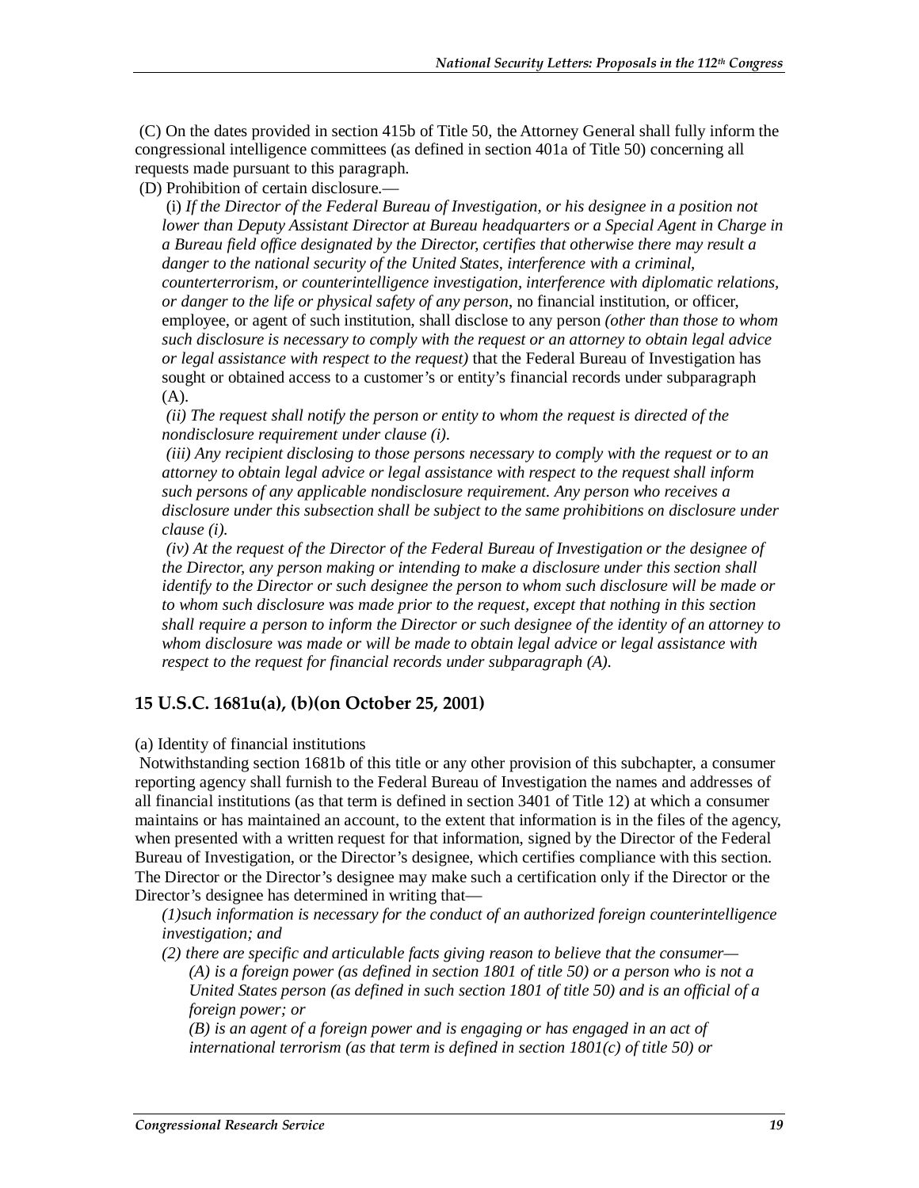(C) On the dates provided in section 415b of Title 50, the Attorney General shall fully inform the congressional intelligence committees (as defined in section 401a of Title 50) concerning all requests made pursuant to this paragraph.

(D) Prohibition of certain disclosure.—

(i) *If the Director of the Federal Bureau of Investigation, or his designee in a position not lower than Deputy Assistant Director at Bureau headquarters or a Special Agent in Charge in a Bureau field office designated by the Director, certifies that otherwise there may result a danger to the national security of the United States, interference with a criminal, counterterrorism, or counterintelligence investigation, interference with diplomatic relations, or danger to the life or physical safety of any person,* no financial institution, or officer, employee, or agent of such institution, shall disclose to any person *(other than those to whom such disclosure is necessary to comply with the request or an attorney to obtain legal advice or legal assistance with respect to the request)* that the Federal Bureau of Investigation has sought or obtained access to a customer's or entity's financial records under subparagraph (A).

*(ii) The request shall notify the person or entity to whom the request is directed of the nondisclosure requirement under clause (i).*

*(iii) Any recipient disclosing to those persons necessary to comply with the request or to an attorney to obtain legal advice or legal assistance with respect to the request shall inform such persons of any applicable nondisclosure requirement. Any person who receives a disclosure under this subsection shall be subject to the same prohibitions on disclosure under clause (i).*

*(iv) At the request of the Director of the Federal Bureau of Investigation or the designee of the Director, any person making or intending to make a disclosure under this section shall identify to the Director or such designee the person to whom such disclosure will be made or to whom such disclosure was made prior to the request, except that nothing in this section shall require a person to inform the Director or such designee of the identity of an attorney to whom disclosure was made or will be made to obtain legal advice or legal assistance with respect to the request for financial records under subparagraph (A).*

### 15 U.S.C. 1681u(a), (b)(on October 25, 2001)

(a) Identity of financial institutions

Notwithstanding section 1681b of this title or any other provision of this subchapter, a consumer reporting agency shall furnish to the Federal Bureau of Investigation the names and addresses of all financial institutions (as that term is defined in section 3401 of Title 12) at which a consumer maintains or has maintained an account, to the extent that information is in the files of the agency, when presented with a written request for that information, signed by the Director of the Federal Bureau of Investigation, or the Director's designee, which certifies compliance with this section. The Director or the Director's designee may make such a certification only if the Director or the Director's designee has determined in writing that—

*(1)such information is necessary for the conduct of an authorized foreign counterintelligence investigation; and*

*(2) there are specific and articulable facts giving reason to believe that the consumer—*

*(A) is a foreign power (as defined in section 1801 of title 50) or a person who is not a United States person (as defined in such section 1801 of title 50) and is an official of a foreign power; or*

*(B) is an agent of a foreign power and is engaging or has engaged in an act of international terrorism (as that term is defined in section 1801(c) of title 50) or*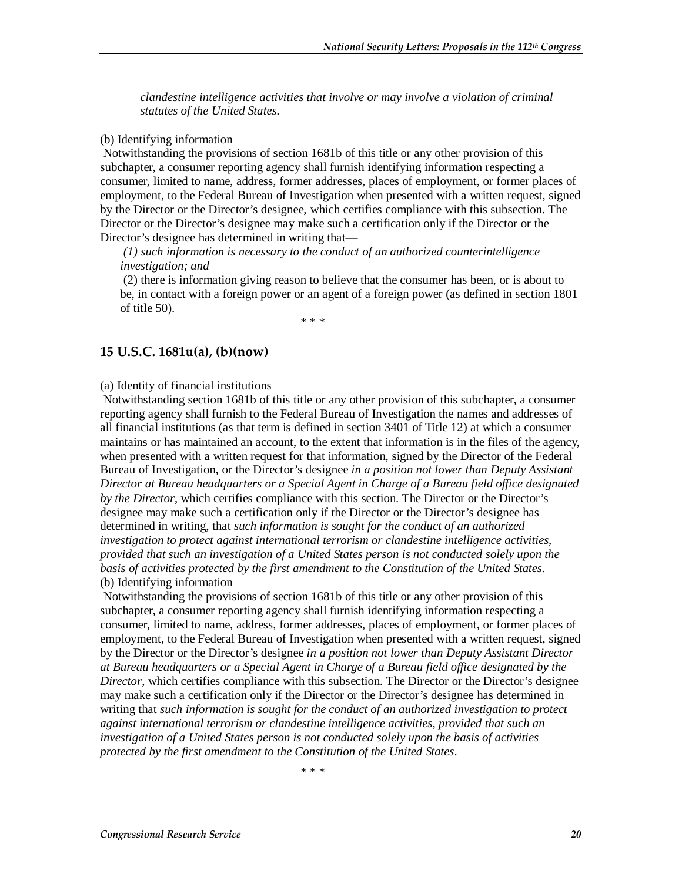*clandestine intelligence activities that involve or may involve a violation of criminal statutes of the United States.*

(b) Identifying information

Notwithstanding the provisions of section 1681b of this title or any other provision of this subchapter, a consumer reporting agency shall furnish identifying information respecting a consumer, limited to name, address, former addresses, places of employment, or former places of employment, to the Federal Bureau of Investigation when presented with a written request, signed by the Director or the Director's designee, which certifies compliance with this subsection. The Director or the Director's designee may make such a certification only if the Director or the Director's designee has determined in writing that—

> *(1) such information is necessary to the conduct of an authorized counterintelligence investigation; and*
>
> (2) there is information giving reason to believe that the consumer has been, or is about to be, in contact with a foreign power or an agent of a foreign power (as defined in section 1801 of title 50).

\* \* \*

### 15 U.S.C. 1681u(a), (b)(now)

(a) Identity of financial institutions

Notwithstanding section 1681b of this title or any other provision of this subchapter, a consumer reporting agency shall furnish to the Federal Bureau of Investigation the names and addresses of all financial institutions (as that term is defined in section 3401 of Title 12) at which a consumer maintains or has maintained an account, to the extent that information is in the files of the agency, when presented with a written request for that information, signed by the Director of the Federal Bureau of Investigation, or the Director's designee *in a position not lower than Deputy Assistant Director at Bureau headquarters or a Special Agent in Charge of a Bureau field office designated by the Director*, which certifies compliance with this section. The Director or the Director's designee may make such a certification only if the Director or the Director's designee has determined in writing, that *such information is sought for the conduct of an authorized investigation to protect against international terrorism or clandestine intelligence activities, provided that such an investigation of a United States person is not conducted solely upon the basis of activities protected by the first amendment to the Constitution of the United States.*

(b) Identifying information

Notwithstanding the provisions of section 1681b of this title or any other provision of this subchapter, a consumer reporting agency shall furnish identifying information respecting a consumer, limited to name, address, former addresses, places of employment, or former places of employment, to the Federal Bureau of Investigation when presented with a written request, signed by the Director or the Director's designee *in a position not lower than Deputy Assistant Director at Bureau headquarters or a Special Agent in Charge of a Bureau field office designated by the Director*, which certifies compliance with this subsection. The Director or the Director's designee may make such a certification only if the Director or the Director's designee has determined in writing that *such information is sought for the conduct of an authorized investigation to protect against international terrorism or clandestine intelligence activities, provided that such an investigation of a United States person is not conducted solely upon the basis of activities protected by the first amendment to the Constitution of the United States*.

\* \* \*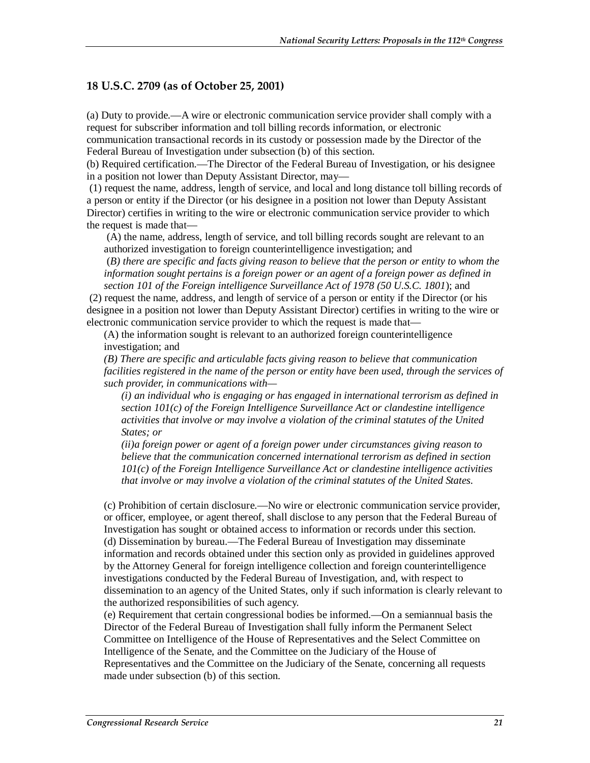### 18 U.S.C. 2709 (as of October 25, 2001)

(a) Duty to provide.—A wire or electronic communication service provider shall comply with a request for subscriber information and toll billing records information, or electronic communication transactional records in its custody or possession made by the Director of the Federal Bureau of Investigation under subsection (b) of this section.

(b) Required certification.—The Director of the Federal Bureau of Investigation, or his designee in a position not lower than Deputy Assistant Director, may—

(1) request the name, address, length of service, and local and long distance toll billing records of a person or entity if the Director (or his designee in a position not lower than Deputy Assistant Director) certifies in writing to the wire or electronic communication service provider to which the request is made that—

> (A) the name, address, length of service, and toll billing records sought are relevant to an authorized investigation to foreign counterintelligence investigation; and
>
> (*B) there are specific and facts giving reason to believe that the person or entity to whom the information sought pertains is a foreign power or an agent of a foreign power as defined in section 101 of the Foreign intelligence Surveillance Act of 1978 (50 U.S.C. 1801*); and

(2) request the name, address, and length of service of a person or entity if the Director (or his designee in a position not lower than Deputy Assistant Director) certifies in writing to the wire or electronic communication service provider to which the request is made that—

> (A) the information sought is relevant to an authorized foreign counterintelligence investigation; and
>
> *(B) There are specific and articulable facts giving reason to believe that communication facilities registered in the name of the person or entity have been used, through the services of such provider, in communications with—*
>
> > *(i) an individual who is engaging or has engaged in international terrorism as defined in section 101(c) of the Foreign Intelligence Surveillance Act or clandestine intelligence activities that involve or may involve a violation of the criminal statutes of the United States; or*
> >
> > *(ii)a foreign power or agent of a foreign power under circumstances giving reason to believe that the communication concerned international terrorism as defined in section 101(c) of the Foreign Intelligence Surveillance Act or clandestine intelligence activities that involve or may involve a violation of the criminal statutes of the United States.*

(c) Prohibition of certain disclosure.—No wire or electronic communication service provider, or officer, employee, or agent thereof, shall disclose to any person that the Federal Bureau of Investigation has sought or obtained access to information or records under this section.

(d) Dissemination by bureau.—The Federal Bureau of Investigation may disseminate information and records obtained under this section only as provided in guidelines approved by the Attorney General for foreign intelligence collection and foreign counterintelligence investigations conducted by the Federal Bureau of Investigation, and, with respect to dissemination to an agency of the United States, only if such information is clearly relevant to the authorized responsibilities of such agency.

(e) Requirement that certain congressional bodies be informed.—On a semiannual basis the Director of the Federal Bureau of Investigation shall fully inform the Permanent Select Committee on Intelligence of the House of Representatives and the Select Committee on Intelligence of the Senate, and the Committee on the Judiciary of the House of Representatives and the Committee on the Judiciary of the Senate, concerning all requests made under subsection (b) of this section.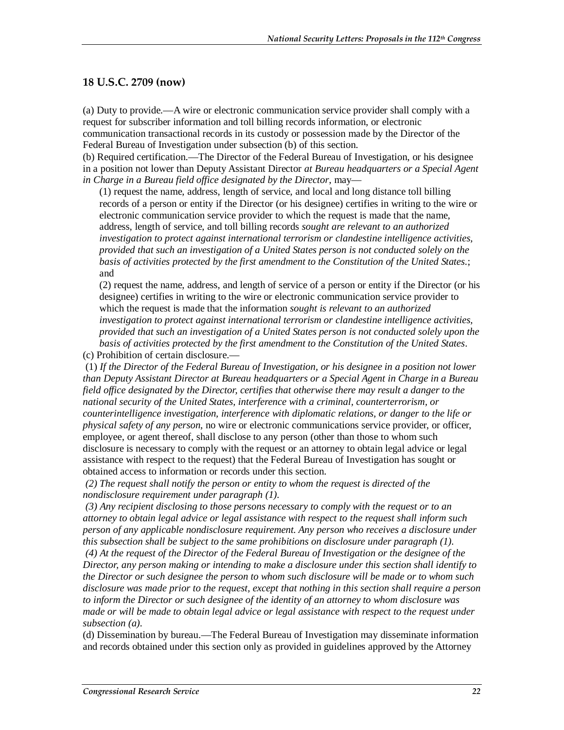### 18 U.S.C. 2709 (now)

(a) Duty to provide.—A wire or electronic communication service provider shall comply with a request for subscriber information and toll billing records information, or electronic communication transactional records in its custody or possession made by the Director of the Federal Bureau of Investigation under subsection (b) of this section.

(b) Required certification.—The Director of the Federal Bureau of Investigation, or his designee in a position not lower than Deputy Assistant Director *at Bureau headquarters or a Special Agent in Charge in a Bureau field office designated by the Director*, may—

> (1) request the name, address, length of service, and local and long distance toll billing records of a person or entity if the Director (or his designee) certifies in writing to the wire or electronic communication service provider to which the request is made that the name, address, length of service, and toll billing records *sought are relevant to an authorized investigation to protect against international terrorism or clandestine intelligence activities, provided that such an investigation of a United States person is not conducted solely on the basis of activities protected by the first amendment to the Constitution of the United States.*; and
>
> (2) request the name, address, and length of service of a person or entity if the Director (or his designee) certifies in writing to the wire or electronic communication service provider to which the request is made that the information *sought is relevant to an authorized investigation to protect against international terrorism or clandestine intelligence activities, provided that such an investigation of a United States person is not conducted solely upon the basis of activities protected by the first amendment to the Constitution of the United States*.

(c) Prohibition of certain disclosure.—

(1) *If the Director of the Federal Bureau of Investigation, or his designee in a position not lower than Deputy Assistant Director at Bureau headquarters or a Special Agent in Charge in a Bureau field office designated by the Director, certifies that otherwise there may result a danger to the national security of the United States, interference with a criminal, counterterrorism, or counterintelligence investigation, interference with diplomatic relations, or danger to the life or physical safety of any person*, no wire or electronic communications service provider, or officer, employee, or agent thereof, shall disclose to any person (other than those to whom such disclosure is necessary to comply with the request or an attorney to obtain legal advice or legal assistance with respect to the request) that the Federal Bureau of Investigation has sought or obtained access to information or records under this section.

*(2) The request shall notify the person or entity to whom the request is directed of the nondisclosure requirement under paragraph (1).*

*(3) Any recipient disclosing to those persons necessary to comply with the request or to an attorney to obtain legal advice or legal assistance with respect to the request shall inform such person of any applicable nondisclosure requirement. Any person who receives a disclosure under this subsection shall be subject to the same prohibitions on disclosure under paragraph (1).*

*(4) At the request of the Director of the Federal Bureau of Investigation or the designee of the Director, any person making or intending to make a disclosure under this section shall identify to the Director or such designee the person to whom such disclosure will be made or to whom such disclosure was made prior to the request, except that nothing in this section shall require a person to inform the Director or such designee of the identity of an attorney to whom disclosure was made or will be made to obtain legal advice or legal assistance with respect to the request under subsection (a).*

(d) Dissemination by bureau.—The Federal Bureau of Investigation may disseminate information and records obtained under this section only as provided in guidelines approved by the Attorney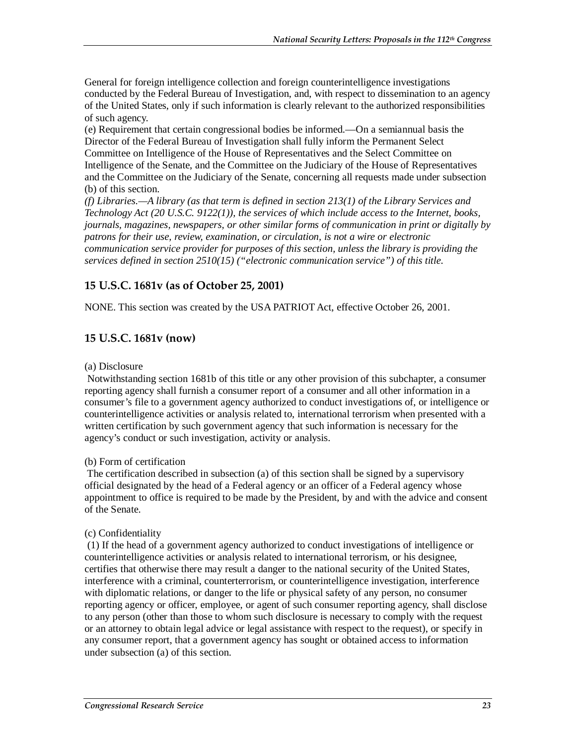General for foreign intelligence collection and foreign counterintelligence investigations conducted by the Federal Bureau of Investigation, and, with respect to dissemination to an agency of the United States, only if such information is clearly relevant to the authorized responsibilities of such agency.

(e) Requirement that certain congressional bodies be informed.—On a semiannual basis the Director of the Federal Bureau of Investigation shall fully inform the Permanent Select Committee on Intelligence of the House of Representatives and the Select Committee on Intelligence of the Senate, and the Committee on the Judiciary of the House of Representatives and the Committee on the Judiciary of the Senate, concerning all requests made under subsection (b) of this section.

*(f) Libraries.—A library (as that term is defined in section 213(1) of the Library Services and Technology Act (20 U.S.C. 9122(1)), the services of which include access to the Internet, books, journals, magazines, newspapers, or other similar forms of communication in print or digitally by patrons for their use, review, examination, or circulation, is not a wire or electronic communication service provider for purposes of this section, unless the library is providing the services defined in section 2510(15) ("electronic communication service") of this title.*

### 15 U.S.C. 1681v (as of October 25, 2001)

NONE. This section was created by the USA PATRIOT Act, effective October 26, 2001.

### 15 U.S.C. 1681v (now)

(a) Disclosure

Notwithstanding section 1681b of this title or any other provision of this subchapter, a consumer reporting agency shall furnish a consumer report of a consumer and all other information in a consumer's file to a government agency authorized to conduct investigations of, or intelligence or counterintelligence activities or analysis related to, international terrorism when presented with a written certification by such government agency that such information is necessary for the agency's conduct or such investigation, activity or analysis.

(b) Form of certification

The certification described in subsection (a) of this section shall be signed by a supervisory official designated by the head of a Federal agency or an officer of a Federal agency whose appointment to office is required to be made by the President, by and with the advice and consent of the Senate.

(c) Confidentiality

(1) If the head of a government agency authorized to conduct investigations of intelligence or counterintelligence activities or analysis related to international terrorism, or his designee, certifies that otherwise there may result a danger to the national security of the United States, interference with a criminal, counterterrorism, or counterintelligence investigation, interference with diplomatic relations, or danger to the life or physical safety of any person, no consumer reporting agency or officer, employee, or agent of such consumer reporting agency, shall disclose to any person (other than those to whom such disclosure is necessary to comply with the request or an attorney to obtain legal advice or legal assistance with respect to the request), or specify in any consumer report, that a government agency has sought or obtained access to information under subsection (a) of this section.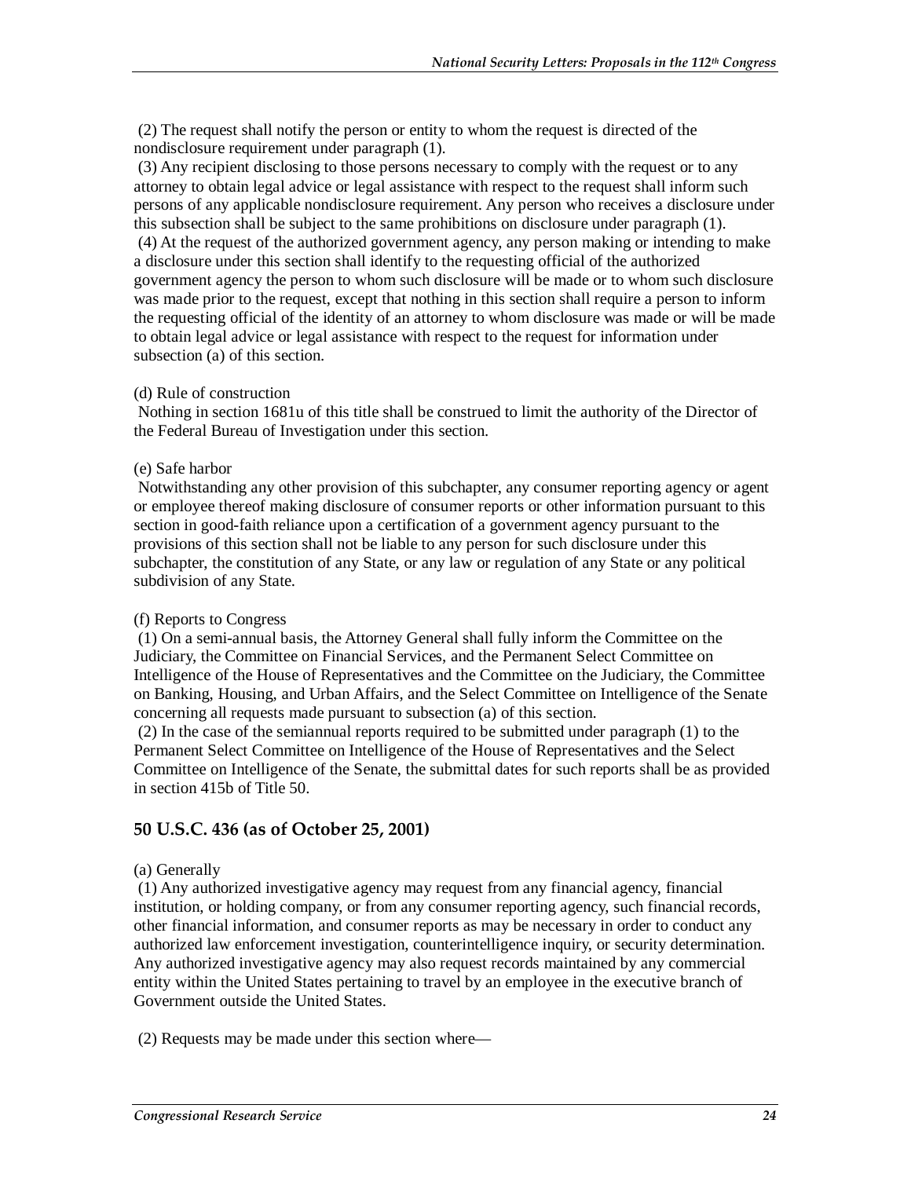(2) The request shall notify the person or entity to whom the request is directed of the nondisclosure requirement under paragraph (1).

(3) Any recipient disclosing to those persons necessary to comply with the request or to any attorney to obtain legal advice or legal assistance with respect to the request shall inform such persons of any applicable nondisclosure requirement. Any person who receives a disclosure under this subsection shall be subject to the same prohibitions on disclosure under paragraph (1).

(4) At the request of the authorized government agency, any person making or intending to make a disclosure under this section shall identify to the requesting official of the authorized government agency the person to whom such disclosure will be made or to whom such disclosure was made prior to the request, except that nothing in this section shall require a person to inform the requesting official of the identity of an attorney to whom disclosure was made or will be made to obtain legal advice or legal assistance with respect to the request for information under subsection (a) of this section.

(d) Rule of construction

Nothing in section 1681u of this title shall be construed to limit the authority of the Director of the Federal Bureau of Investigation under this section.

(e) Safe harbor

Notwithstanding any other provision of this subchapter, any consumer reporting agency or agent or employee thereof making disclosure of consumer reports or other information pursuant to this section in good-faith reliance upon a certification of a government agency pursuant to the provisions of this section shall not be liable to any person for such disclosure under this subchapter, the constitution of any State, or any law or regulation of any State or any political subdivision of any State.

(f) Reports to Congress

(1) On a semi-annual basis, the Attorney General shall fully inform the Committee on the Judiciary, the Committee on Financial Services, and the Permanent Select Committee on Intelligence of the House of Representatives and the Committee on the Judiciary, the Committee on Banking, Housing, and Urban Affairs, and the Select Committee on Intelligence of the Senate concerning all requests made pursuant to subsection (a) of this section.

(2) In the case of the semiannual reports required to be submitted under paragraph (1) to the Permanent Select Committee on Intelligence of the House of Representatives and the Select Committee on Intelligence of the Senate, the submittal dates for such reports shall be as provided in section 415b of Title 50.

## 50 U.S.C. 436 (as of October 25, 2001)

(a) Generally

(1) Any authorized investigative agency may request from any financial agency, financial institution, or holding company, or from any consumer reporting agency, such financial records, other financial information, and consumer reports as may be necessary in order to conduct any authorized law enforcement investigation, counterintelligence inquiry, or security determination. Any authorized investigative agency may also request records maintained by any commercial entity within the United States pertaining to travel by an employee in the executive branch of Government outside the United States.

(2) Requests may be made under this section where—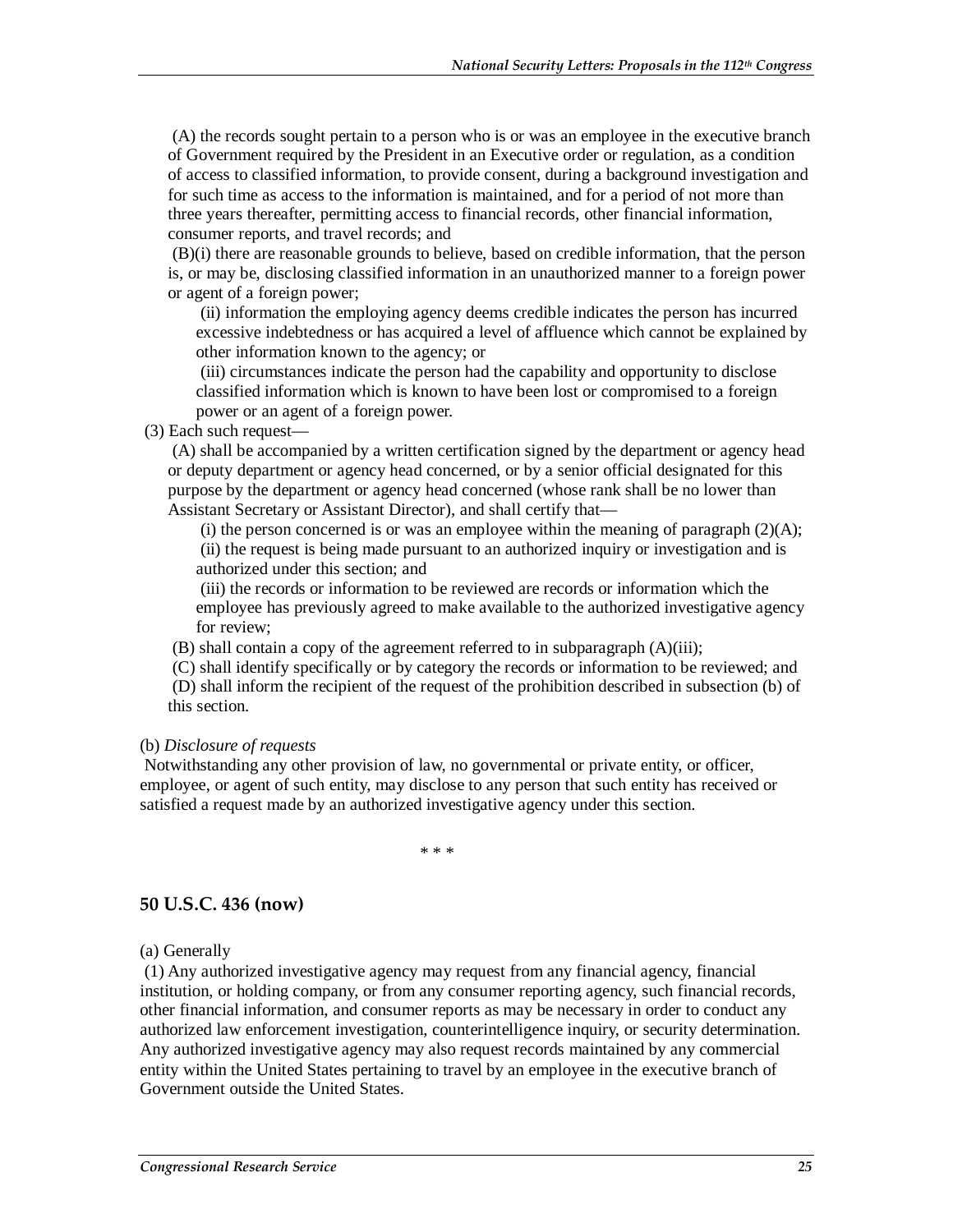(A) the records sought pertain to a person who is or was an employee in the executive branch of Government required by the President in an Executive order or regulation, as a condition of access to classified information, to provide consent, during a background investigation and for such time as access to the information is maintained, and for a period of not more than three years thereafter, permitting access to financial records, other financial information, consumer reports, and travel records; and

(B)(i) there are reasonable grounds to believe, based on credible information, that the person is, or may be, disclosing classified information in an unauthorized manner to a foreign power or agent of a foreign power;

(ii) information the employing agency deems credible indicates the person has incurred excessive indebtedness or has acquired a level of affluence which cannot be explained by other information known to the agency; or

(iii) circumstances indicate the person had the capability and opportunity to disclose classified information which is known to have been lost or compromised to a foreign power or an agent of a foreign power.

(3) Each such request—

(A) shall be accompanied by a written certification signed by the department or agency head or deputy department or agency head concerned, or by a senior official designated for this purpose by the department or agency head concerned (whose rank shall be no lower than Assistant Secretary or Assistant Director), and shall certify that—

(i) the person concerned is or was an employee within the meaning of paragraph (2)(A);

(ii) the request is being made pursuant to an authorized inquiry or investigation and is authorized under this section; and

(iii) the records or information to be reviewed are records or information which the employee has previously agreed to make available to the authorized investigative agency for review;

(B) shall contain a copy of the agreement referred to in subparagraph (A)(iii);

(C) shall identify specifically or by category the records or information to be reviewed; and

(D) shall inform the recipient of the request of the prohibition described in subsection (b) of this section.

(b) *Disclosure of requests*

Notwithstanding any other provision of law, no governmental or private entity, or officer, employee, or agent of such entity, may disclose to any person that such entity has received or satisfied a request made by an authorized investigative agency under this section.

\* \* \*

### 50 U.S.C. 436 (now)

(a) Generally

(1) Any authorized investigative agency may request from any financial agency, financial institution, or holding company, or from any consumer reporting agency, such financial records, other financial information, and consumer reports as may be necessary in order to conduct any authorized law enforcement investigation, counterintelligence inquiry, or security determination. Any authorized investigative agency may also request records maintained by any commercial entity within the United States pertaining to travel by an employee in the executive branch of Government outside the United States.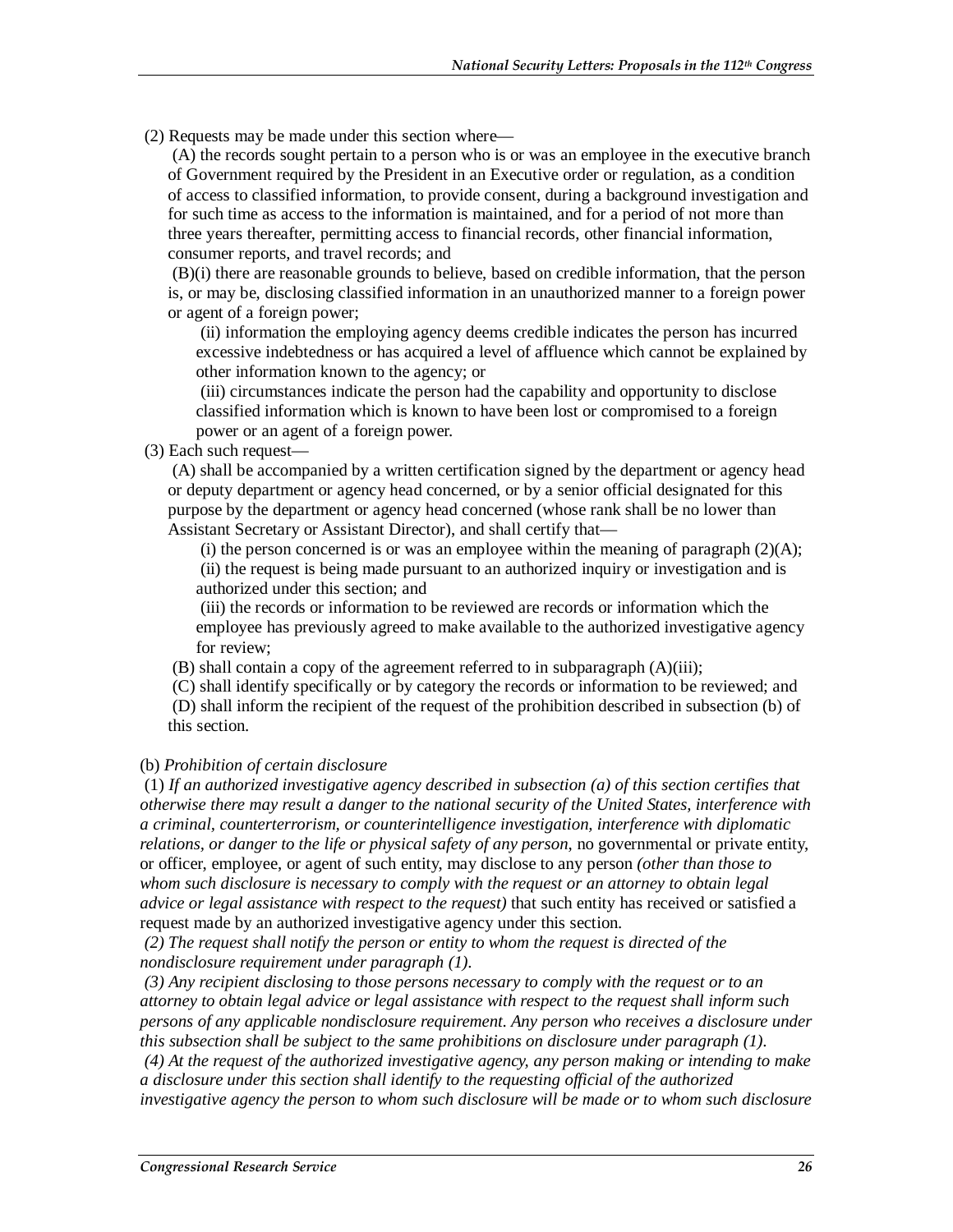(2) Requests may be made under this section where—

(A) the records sought pertain to a person who is or was an employee in the executive branch of Government required by the President in an Executive order or regulation, as a condition of access to classified information, to provide consent, during a background investigation and for such time as access to the information is maintained, and for a period of not more than three years thereafter, permitting access to financial records, other financial information, consumer reports, and travel records; and

(B)(i) there are reasonable grounds to believe, based on credible information, that the person is, or may be, disclosing classified information in an unauthorized manner to a foreign power or agent of a foreign power;

(ii) information the employing agency deems credible indicates the person has incurred excessive indebtedness or has acquired a level of affluence which cannot be explained by other information known to the agency; or

(iii) circumstances indicate the person had the capability and opportunity to disclose classified information which is known to have been lost or compromised to a foreign power or an agent of a foreign power.

(3) Each such request—

(A) shall be accompanied by a written certification signed by the department or agency head or deputy department or agency head concerned, or by a senior official designated for this purpose by the department or agency head concerned (whose rank shall be no lower than Assistant Secretary or Assistant Director), and shall certify that—

(i) the person concerned is or was an employee within the meaning of paragraph (2)(A);

(ii) the request is being made pursuant to an authorized inquiry or investigation and is authorized under this section; and

(iii) the records or information to be reviewed are records or information which the employee has previously agreed to make available to the authorized investigative agency for review;

(B) shall contain a copy of the agreement referred to in subparagraph (A)(iii);

(C) shall identify specifically or by category the records or information to be reviewed; and

(D) shall inform the recipient of the request of the prohibition described in subsection (b) of this section.

(b) *Prohibition of certain disclosure*

(1) *If an authorized investigative agency described in subsection (a) of this section certifies that otherwise there may result a danger to the national security of the United States, interference with a criminal, counterterrorism, or counterintelligence investigation, interference with diplomatic relations, or danger to the life or physical safety of any person*, no governmental or private entity, or officer, employee, or agent of such entity, may disclose to any person *(other than those to whom such disclosure is necessary to comply with the request or an attorney to obtain legal advice or legal assistance with respect to the request)* that such entity has received or satisfied a request made by an authorized investigative agency under this section.

*(2) The request shall notify the person or entity to whom the request is directed of the nondisclosure requirement under paragraph (1).*

*(3) Any recipient disclosing to those persons necessary to comply with the request or to an attorney to obtain legal advice or legal assistance with respect to the request shall inform such persons of any applicable nondisclosure requirement. Any person who receives a disclosure under this subsection shall be subject to the same prohibitions on disclosure under paragraph (1).*

*(4) At the request of the authorized investigative agency, any person making or intending to make a disclosure under this section shall identify to the requesting official of the authorized investigative agency the person to whom such disclosure will be made or to whom such disclosure*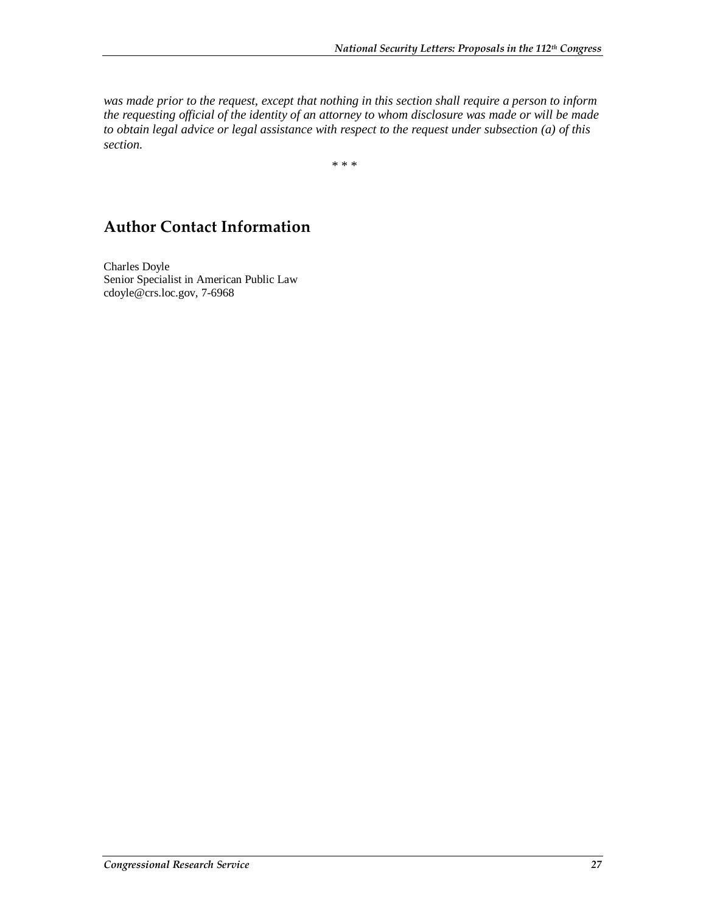*was made prior to the request, except that nothing in this section shall require a person to inform the requesting official of the identity of an attorney to whom disclosure was made or will be made to obtain legal advice or legal assistance with respect to the request under subsection (a) of this section.*

\* \* \*

## Author Contact Information

Charles Doyle
Senior Specialist in American Public Law
cdoyle@crs.loc.gov, 7-6968